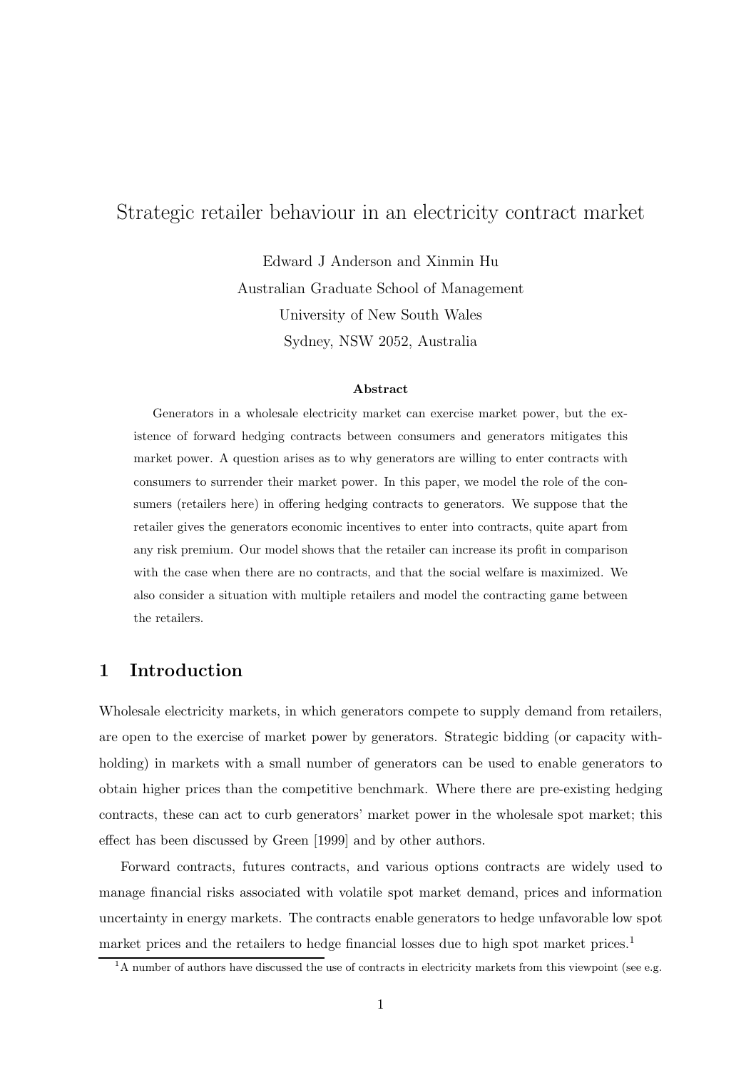# Strategic retailer behaviour in an electricity contract market

Edward J Anderson and Xinmin Hu

Australian Graduate School of Management

University of New South Wales

Sydney, NSW 2052, Australia

**Abstract**

Generators in a wholesale electricity market can exercise market power, but the existence of forward hedging contracts between consumers and generators mitigates this market power. A question arises as to why generators are willing to enter contracts with consumers to surrender their market power. In this paper, we model the role of the consumers (retailers here) in offering hedging contracts to generators. We suppose that the retailer gives the generators economic incentives to enter into contracts, quite apart from any risk premium. Our model shows that the retailer can increase its profit in comparison with the case when there are no contracts, and that the social welfare is maximized. We also consider a situation with multiple retailers and model the contracting game between the retailers.

## 1 Introduction

Wholesale electricity markets, in which generators compete to supply demand from retailers, are open to the exercise of market power by generators. Strategic bidding (or capacity withholding) in markets with a small number of generators can be used to enable generators to obtain higher prices than the competitive benchmark. Where there are pre-existing hedging contracts, these can act to curb generators' market power in the wholesale spot market; this effect has been discussed by Green [1999] and by other authors.

Forward contracts, futures contracts, and various options contracts are widely used to manage financial risks associated with volatile spot market demand, prices and information uncertainty in energy markets. The contracts enable generators to hedge unfavorable low spot market prices and the retailers to hedge financial losses due to high spot market prices.[1]

[1] A number of authors have discussed the use of contracts in electricity markets from this viewpoint (see e.g.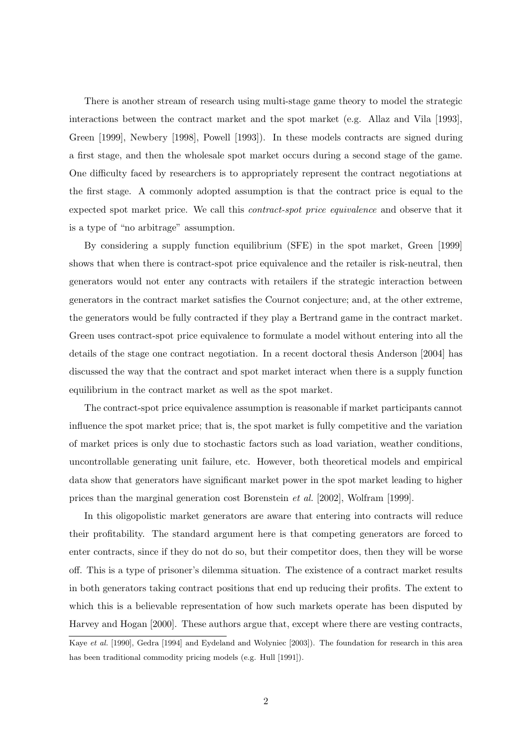There is another stream of research using multi-stage game theory to model the strategic interactions between the contract market and the spot market (e.g. Allaz and Vila [1993], Green [1999], Newbery [1998], Powell [1993]). In these models contracts are signed during a first stage, and then the wholesale spot market occurs during a second stage of the game. One difficulty faced by researchers is to appropriately represent the contract negotiations at the first stage. A commonly adopted assumption is that the contract price is equal to the expected spot market price. We call this *contract-spot price equivalence* and observe that it is a type of "no arbitrage" assumption.

By considering a supply function equilibrium (SFE) in the spot market, Green [1999] shows that when there is contract-spot price equivalence and the retailer is risk-neutral, then generators would not enter any contracts with retailers if the strategic interaction between generators in the contract market satisfies the Cournot conjecture; and, at the other extreme, the generators would be fully contracted if they play a Bertrand game in the contract market. Green uses contract-spot price equivalence to formulate a model without entering into all the details of the stage one contract negotiation. In a recent doctoral thesis Anderson [2004] has discussed the way that the contract and spot market interact when there is a supply function equilibrium in the contract market as well as the spot market.

The contract-spot price equivalence assumption is reasonable if market participants cannot influence the spot market price; that is, the spot market is fully competitive and the variation of market prices is only due to stochastic factors such as load variation, weather conditions, uncontrollable generating unit failure, etc. However, both theoretical models and empirical data show that generators have significant market power in the spot market leading to higher prices than the marginal generation cost Borenstein *et al.* [2002], Wolfram [1999].

In this oligopolistic market generators are aware that entering into contracts will reduce their profitability. The standard argument here is that competing generators are forced to enter contracts, since if they do not do so, but their competitor does, then they will be worse off. This is a type of prisoner's dilemma situation. The existence of a contract market results in both generators taking contract positions that end up reducing their profits. The extent to which this is a believable representation of how such markets operate has been disputed by Harvey and Hogan [2000]. These authors argue that, except where there are vesting contracts,

---

Kaye *et al.* [1990], Gedra [1994] and Eydeland and Wolyniec [2003]). The foundation for research in this area has been traditional commodity pricing models (e.g. Hull [1991]).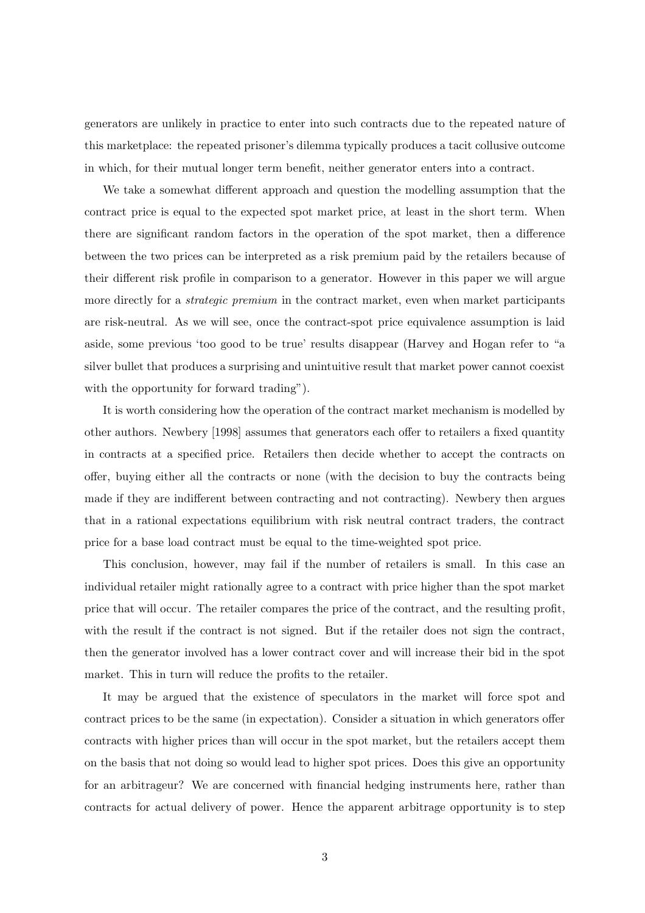generators are unlikely in practice to enter into such contracts due to the repeated nature of this marketplace: the repeated prisoner's dilemma typically produces a tacit collusive outcome in which, for their mutual longer term benefit, neither generator enters into a contract.

We take a somewhat different approach and question the modelling assumption that the contract price is equal to the expected spot market price, at least in the short term. When there are significant random factors in the operation of the spot market, then a difference between the two prices can be interpreted as a risk premium paid by the retailers because of their different risk profile in comparison to a generator. However in this paper we will argue more directly for a *strategic premium* in the contract market, even when market participants are risk-neutral. As we will see, once the contract-spot price equivalence assumption is laid aside, some previous 'too good to be true' results disappear (Harvey and Hogan refer to "a silver bullet that produces a surprising and unintuitive result that market power cannot coexist with the opportunity for forward trading").

It is worth considering how the operation of the contract market mechanism is modelled by other authors. Newbery [1998] assumes that generators each offer to retailers a fixed quantity in contracts at a specified price. Retailers then decide whether to accept the contracts on offer, buying either all the contracts or none (with the decision to buy the contracts being made if they are indifferent between contracting and not contracting). Newbery then argues that in a rational expectations equilibrium with risk neutral contract traders, the contract price for a base load contract must be equal to the time-weighted spot price.

This conclusion, however, may fail if the number of retailers is small. In this case an individual retailer might rationally agree to a contract with price higher than the spot market price that will occur. The retailer compares the price of the contract, and the resulting profit, with the result if the contract is not signed. But if the retailer does not sign the contract, then the generator involved has a lower contract cover and will increase their bid in the spot market. This in turn will reduce the profits to the retailer.

It may be argued that the existence of speculators in the market will force spot and contract prices to be the same (in expectation). Consider a situation in which generators offer contracts with higher prices than will occur in the spot market, but the retailers accept them on the basis that not doing so would lead to higher spot prices. Does this give an opportunity for an arbitrageur? We are concerned with financial hedging instruments here, rather than contracts for actual delivery of power. Hence the apparent arbitrage opportunity is to step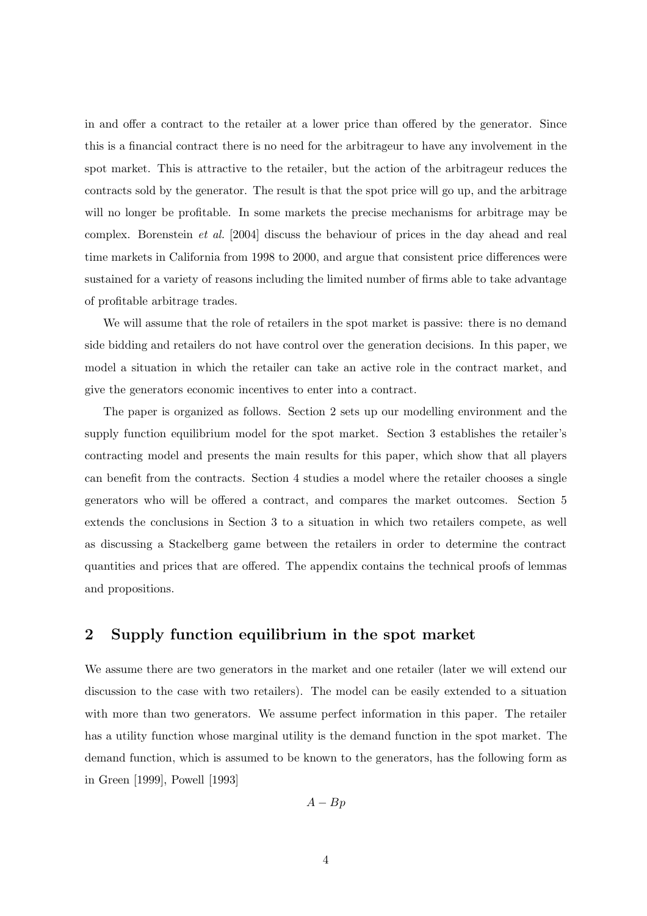in and offer a contract to the retailer at a lower price than offered by the generator. Since this is a financial contract there is no need for the arbitrageur to have any involvement in the spot market. This is attractive to the retailer, but the action of the arbitrageur reduces the contracts sold by the generator. The result is that the spot price will go up, and the arbitrage will no longer be profitable. In some markets the precise mechanisms for arbitrage may be complex. Borenstein *et al.* [2004] discuss the behaviour of prices in the day ahead and real time markets in California from 1998 to 2000, and argue that consistent price differences were sustained for a variety of reasons including the limited number of firms able to take advantage of profitable arbitrage trades.

We will assume that the role of retailers in the spot market is passive: there is no demand side bidding and retailers do not have control over the generation decisions. In this paper, we model a situation in which the retailer can take an active role in the contract market, and give the generators economic incentives to enter into a contract.

The paper is organized as follows. Section 2 sets up our modelling environment and the supply function equilibrium model for the spot market. Section 3 establishes the retailer's contracting model and presents the main results for this paper, which show that all players can benefit from the contracts. Section 4 studies a model where the retailer chooses a single generators who will be offered a contract, and compares the market outcomes. Section 5 extends the conclusions in Section 3 to a situation in which two retailers compete, as well as discussing a Stackelberg game between the retailers in order to determine the contract quantities and prices that are offered. The appendix contains the technical proofs of lemmas and propositions.

## 2 Supply function equilibrium in the spot market

We assume there are two generators in the market and one retailer (later we will extend our discussion to the case with two retailers). The model can be easily extended to a situation with more than two generators. We assume perfect information in this paper. The retailer has a utility function whose marginal utility is the demand function in the spot market. The demand function, which is assumed to be known to the generators, has the following form as in Green [1999], Powell [1993]

$$A - Bp$$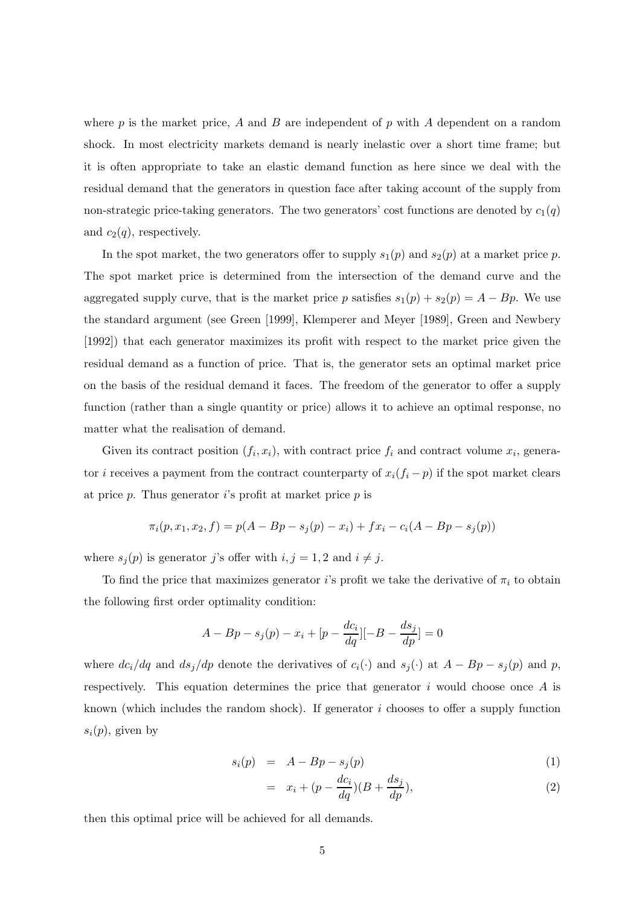where $p$ is the market price, $A$ and $B$ are independent of $p$ with $A$ dependent on a random shock. In most electricity markets demand is nearly inelastic over a short time frame; but it is often appropriate to take an elastic demand function as here since we deal with the residual demand that the generators in question face after taking account of the supply from non-strategic price-taking generators. The two generators' cost functions are denoted by $c_1(q)$ and $c_2(q)$, respectively.

In the spot market, the two generators offer to supply $s_1(p)$ and $s_2(p)$ at a market price $p$. The spot market price is determined from the intersection of the demand curve and the aggregated supply curve, that is the market price $p$ satisfies $s_1(p) + s_2(p) = A - Bp$. We use the standard argument (see Green [1999], Klemperer and Meyer [1989], Green and Newbery [1992]) that each generator maximizes its profit with respect to the market price given the residual demand as a function of price. That is, the generator sets an optimal market price on the basis of the residual demand it faces. The freedom of the generator to offer a supply function (rather than a single quantity or price) allows it to achieve an optimal response, no matter what the realisation of demand.

Given its contract position $(f_i, x_i)$, with contract price $f_i$ and contract volume $x_i$, generator $i$ receives a payment from the contract counterparty of $x_i(f_i - p)$ if the spot market clears at price $p$. Thus generator $i$'s profit at market price $p$ is

$$\pi_i(p, x_1, x_2, f) = p(A - Bp - s_j(p) - x_i) + f x_i - c_i(A - Bp - s_j(p))$$

where $s_j(p)$ is generator $j$'s offer with $i, j = 1, 2$ and $i \neq j$.

To find the price that maximizes generator $i$'s profit we take the derivative of $\pi_i$ to obtain the following first order optimality condition:

$$A - Bp - s_j(p) - x_i + [p - \frac{dc_i}{dq}][-B - \frac{ds_j}{dp}] = 0$$

where $dc_i/dq$ and $ds_j/dp$ denote the derivatives of $c_i(\cdot)$ and $s_j(\cdot)$ at $A - Bp - s_j(p)$ and $p$, respectively. This equation determines the price that generator $i$ would choose once $A$ is known (which includes the random shock). If generator $i$ chooses to offer a supply function $s_i(p)$, given by

$$\begin{aligned} s_i(p) &= A - Bp - s_j(p) & (1) \\ &= x_i + (p - \frac{dc_i}{dq})(B + \frac{ds_j}{dp}), & (2) \end{aligned}$$

then this optimal price will be achieved for all demands.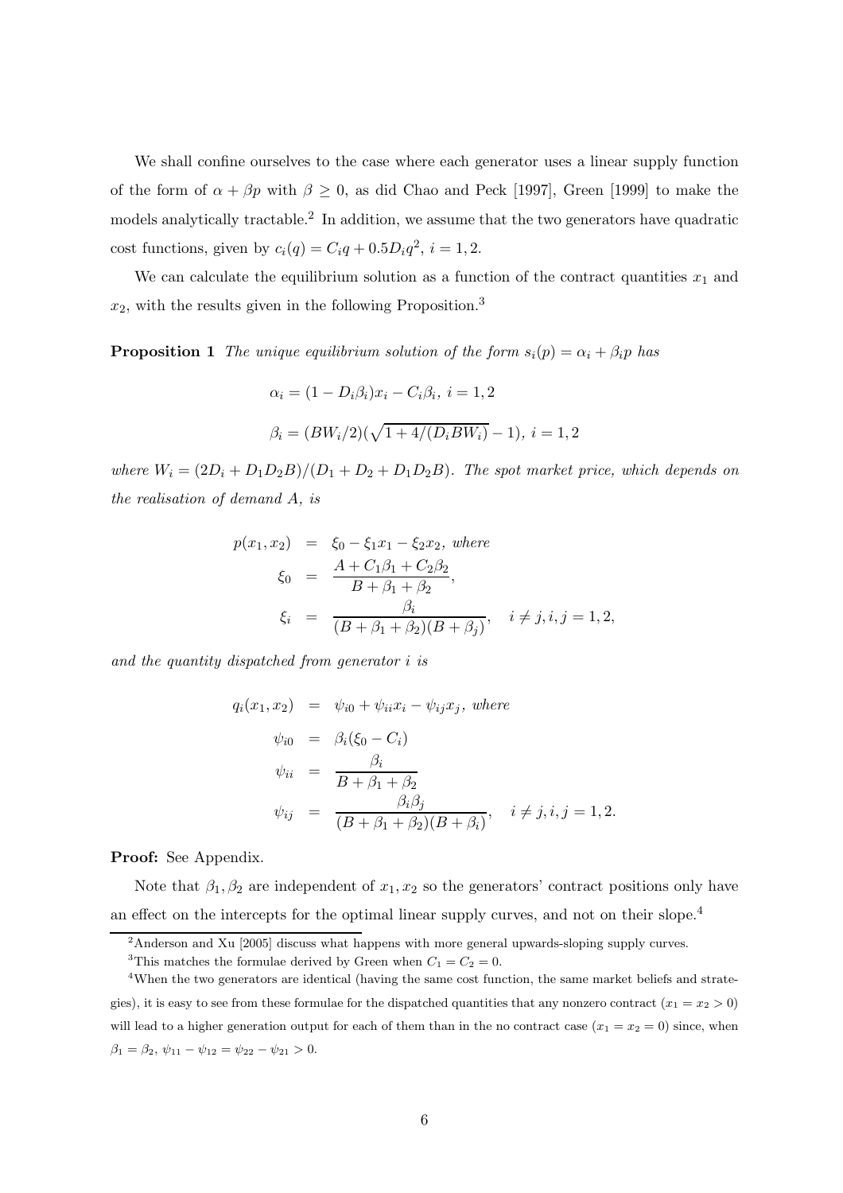We shall confine ourselves to the case where each generator uses a linear supply function of the form of $\alpha + \beta p$ with $\beta \geq 0$, as did Chao and Peck [1997], Green [1999] to make the models analytically tractable.[2] In addition, we assume that the two generators have quadratic cost functions, given by $c_i(q) = C_i q + 0.5 D_i q^2$, $i = 1, 2$.

We can calculate the equilibrium solution as a function of the contract quantities $x_1$ and $x_2$, with the results given in the following Proposition.[3]

**Proposition 1** *The unique equilibrium solution of the form $s_i(p) = \alpha_i + \beta_i p$ has*

$$\alpha_i = (1 - D_i\beta_i)x_i - C_i\beta_i,\ i = 1, 2$$

$$\beta_i = (BW_i/2)(\sqrt{1 + 4/(D_i BW_i)} - 1),\ i = 1, 2$$

*where $W_i = (2D_i + D_1D_2B)/(D_1 + D_2 + D_1D_2B)$. The spot market price, which depends on the realisation of demand $A$, is*

$$\begin{aligned}
p(x_1, x_2) &= \xi_0 - \xi_1 x_1 - \xi_2 x_2, \text{ where} \\
\xi_0 &= \frac{A + C_1\beta_1 + C_2\beta_2}{B + \beta_1 + \beta_2}, \\
\xi_i &= \frac{\beta_i}{(B + \beta_1 + \beta_2)(B + \beta_j)}, \quad i \neq j, i, j = 1, 2,
\end{aligned}$$

*and the quantity dispatched from generator $i$ is*

$$\begin{aligned}
q_i(x_1, x_2) &= \psi_{i0} + \psi_{ii}x_i - \psi_{ij}x_j, \text{ where} \\
\psi_{i0} &= \beta_i(\xi_0 - C_i) \\
\psi_{ii} &= \frac{\beta_i}{B + \beta_1 + \beta_2} \\
\psi_{ij} &= \frac{\beta_i\beta_j}{(B + \beta_1 + \beta_2)(B + \beta_i)}, \quad i \neq j, i, j = 1, 2.
\end{aligned}$$

**Proof:** See Appendix.

Note that $\beta_1, \beta_2$ are independent of $x_1, x_2$ so the generators' contract positions only have an effect on the intercepts for the optimal linear supply curves, and not on their slope.[4]

---

[2] Anderson and Xu [2005] discuss what happens with more general upwards-sloping supply curves.

[3] This matches the formulae derived by Green when $C_1 = C_2 = 0$.

[4] When the two generators are identical (having the same cost function, the same market beliefs and strategies), it is easy to see from these formulae for the dispatched quantities that any nonzero contract ($x_1 = x_2 > 0$) will lead to a higher generation output for each of them than in the no contract case ($x_1 = x_2 = 0$) since, when $\beta_1 = \beta_2$, $\psi_{11} - \psi_{12} = \psi_{22} - \psi_{21} > 0$.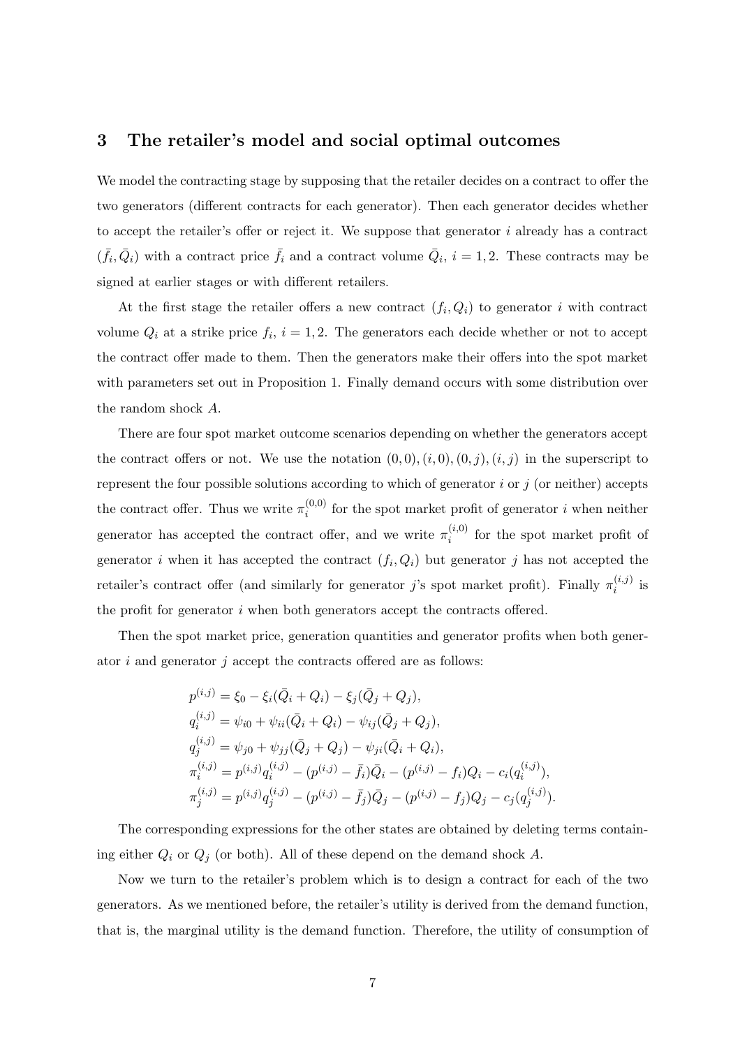## 3 The retailer's model and social optimal outcomes

We model the contracting stage by supposing that the retailer decides on a contract to offer the two generators (different contracts for each generator). Then each generator decides whether to accept the retailer's offer or reject it. We suppose that generator $i$ already has a contract $(\bar{f}_i, \bar{Q}_i)$ with a contract price $\bar{f}_i$ and a contract volume $\bar{Q}_i$, $i = 1, 2$. These contracts may be signed at earlier stages or with different retailers.

At the first stage the retailer offers a new contract $(f_i, Q_i)$ to generator $i$ with contract volume $Q_i$ at a strike price $f_i$, $i = 1, 2$. The generators each decide whether or not to accept the contract offer made to them. Then the generators make their offers into the spot market with parameters set out in Proposition 1. Finally demand occurs with some distribution over the random shock $A$.

There are four spot market outcome scenarios depending on whether the generators accept the contract offers or not. We use the notation $(0,0), (i,0), (0,j), (i,j)$ in the superscript to represent the four possible solutions according to which of generator $i$ or $j$ (or neither) accepts the contract offer. Thus we write $\pi_i^{(0,0)}$ for the spot market profit of generator $i$ when neither generator has accepted the contract offer, and we write $\pi_i^{(i,0)}$ for the spot market profit of generator $i$ when it has accepted the contract $(f_i, Q_i)$ but generator $j$ has not accepted the retailer's contract offer (and similarly for generator $j$'s spot market profit). Finally $\pi_i^{(i,j)}$ is the profit for generator $i$ when both generators accept the contracts offered.

Then the spot market price, generation quantities and generator profits when both generator $i$ and generator $j$ accept the contracts offered are as follows:

$$
\begin{aligned}
p^{(i,j)} &= \xi_0 - \xi_i(\bar{Q}_i + Q_i) - \xi_j(\bar{Q}_j + Q_j), \\
q_i^{(i,j)} &= \psi_{i0} + \psi_{ii}(\bar{Q}_i + Q_i) - \psi_{ij}(\bar{Q}_j + Q_j), \\
q_j^{(i,j)} &= \psi_{j0} + \psi_{jj}(\bar{Q}_j + Q_j) - \psi_{ji}(\bar{Q}_i + Q_i), \\
\pi_i^{(i,j)} &= p^{(i,j)} q_i^{(i,j)} - (p^{(i,j)} - \bar{f}_i)\bar{Q}_i - (p^{(i,j)} - f_i)Q_i - c_i(q_i^{(i,j)}), \\
\pi_j^{(i,j)} &= p^{(i,j)} q_j^{(i,j)} - (p^{(i,j)} - \bar{f}_j)\bar{Q}_j - (p^{(i,j)} - f_j)Q_j - c_j(q_j^{(i,j)}).
\end{aligned}
$$

The corresponding expressions for the other states are obtained by deleting terms containing either $Q_i$ or $Q_j$ (or both). All of these depend on the demand shock $A$.

Now we turn to the retailer's problem which is to design a contract for each of the two generators. As we mentioned before, the retailer's utility is derived from the demand function, that is, the marginal utility is the demand function. Therefore, the utility of consumption of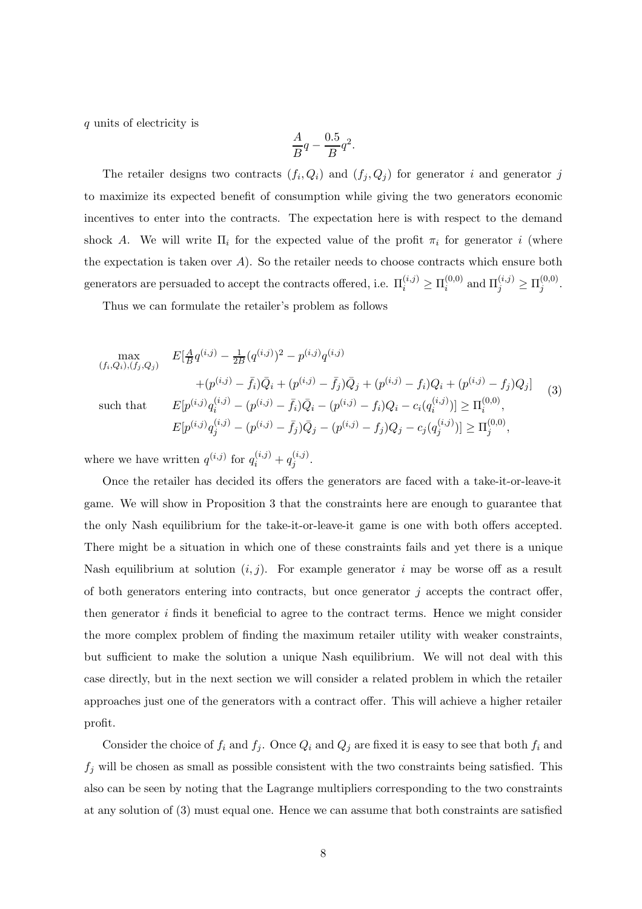$q$ units of electricity is

$$\frac{A}{B}q - \frac{0.5}{B}q^2.$$

The retailer designs two contracts $(f_i, Q_i)$ and $(f_j, Q_j)$ for generator $i$ and generator $j$ to maximize its expected benefit of consumption while giving the two generators economic incentives to enter into the contracts. The expectation here is with respect to the demand shock $A$. We will write $\Pi_i$ for the expected value of the profit $\pi_i$ for generator $i$ (where the expectation is taken over $A$). So the retailer needs to choose contracts which ensure both generators are persuaded to accept the contracts offered, i.e. $\Pi_i^{(i,j)} \geq \Pi_i^{(0,0)}$ and $\Pi_j^{(i,j)} \geq \Pi_j^{(0,0)}$.

Thus we can formulate the retailer's problem as follows

$$\begin{array}{ll}
\max\limits_{(f_i,Q_i),(f_j,Q_j)} & E[\frac{A}{B}q^{(i,j)} - \frac{1}{2B}(q^{(i,j)})^2 - p^{(i,j)}q^{(i,j)} \\
& \quad +(p^{(i,j)} - \bar{f}_i)\bar{Q}_i + (p^{(i,j)} - \bar{f}_j)\bar{Q}_j + (p^{(i,j)} - f_i)Q_i + (p^{(i,j)} - f_j)Q_j] \\
\text{such that} & E[p^{(i,j)}q_i^{(i,j)} - (p^{(i,j)} - \bar{f}_i)\bar{Q}_i - (p^{(i,j)} - f_i)Q_i - c_i(q_i^{(i,j)})] \geq \Pi_i^{(0,0)}, \\
& E[p^{(i,j)}q_j^{(i,j)} - (p^{(i,j)} - \bar{f}_j)\bar{Q}_j - (p^{(i,j)} - f_j)Q_j - c_j(q_j^{(i,j)})] \geq \Pi_j^{(0,0)},
\end{array} \tag{3}$$

where we have written $q^{(i,j)}$ for $q_i^{(i,j)} + q_j^{(i,j)}$.

Once the retailer has decided its offers the generators are faced with a take-it-or-leave-it game. We will show in Proposition 3 that the constraints here are enough to guarantee that the only Nash equilibrium for the take-it-or-leave-it game is one with both offers accepted. There might be a situation in which one of these constraints fails and yet there is a unique Nash equilibrium at solution $(i, j)$. For example generator $i$ may be worse off as a result of both generators entering into contracts, but once generator $j$ accepts the contract offer, then generator $i$ finds it beneficial to agree to the contract terms. Hence we might consider the more complex problem of finding the maximum retailer utility with weaker constraints, but sufficient to make the solution a unique Nash equilibrium. We will not deal with this case directly, but in the next section we will consider a related problem in which the retailer approaches just one of the generators with a contract offer. This will achieve a higher retailer profit.

Consider the choice of $f_i$ and $f_j$. Once $Q_i$ and $Q_j$ are fixed it is easy to see that both $f_i$ and $f_j$ will be chosen as small as possible consistent with the two constraints being satisfied. This also can be seen by noting that the Lagrange multipliers corresponding to the two constraints at any solution of (3) must equal one. Hence we can assume that both constraints are satisfied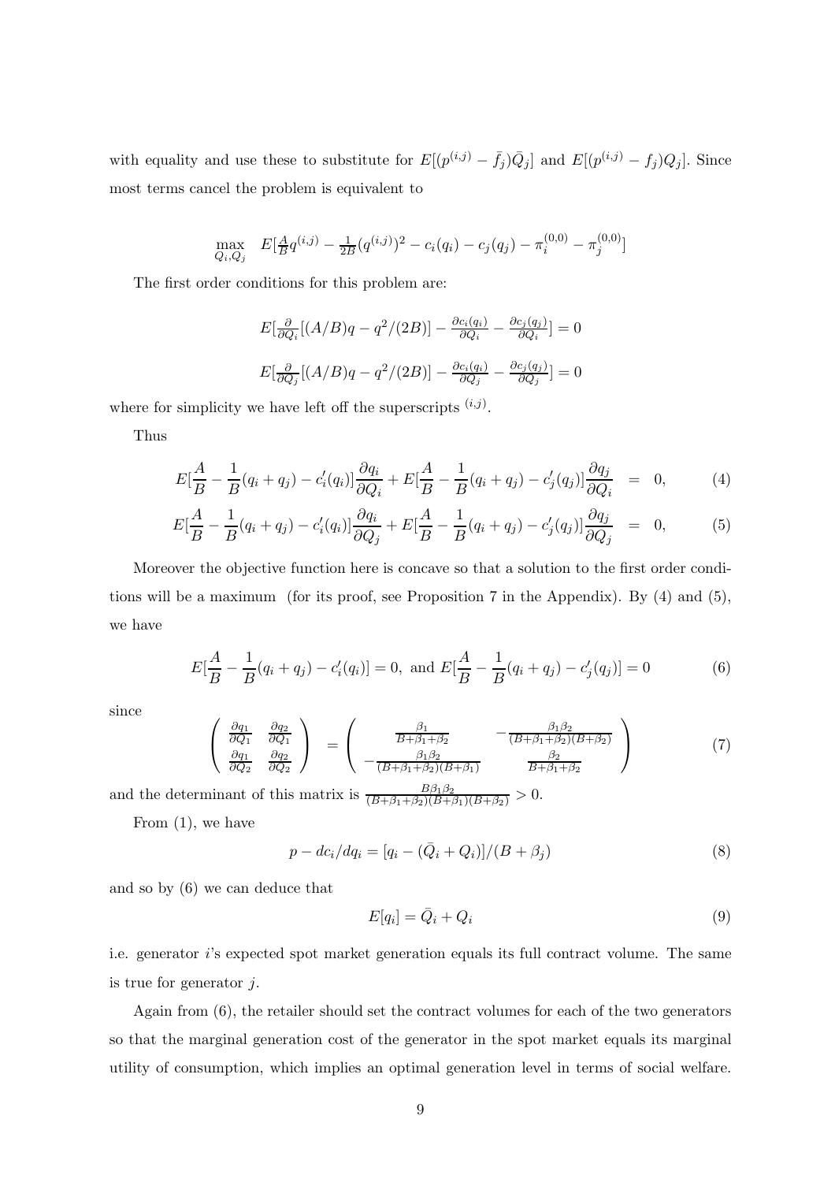with equality and use these to substitute for $E[(p^{(i,j)} - \bar{f}_j)\bar{Q}_j]$ and $E[(p^{(i,j)} - f_j)Q_j]$. Since most terms cancel the problem is equivalent to

$$\max_{Q_i, Q_j} \quad E[\tfrac{A}{B}q^{(i,j)} - \tfrac{1}{2B}(q^{(i,j)})^2 - c_i(q_i) - c_j(q_j) - \pi_i^{(0,0)} - \pi_j^{(0,0)}]$$

The first order conditions for this problem are:

$$E[\tfrac{\partial}{\partial Q_i}[(A/B)q - q^2/(2B)] - \tfrac{\partial c_i(q_i)}{\partial Q_i} - \tfrac{\partial c_j(q_j)}{\partial Q_i}] = 0$$

$$E[\tfrac{\partial}{\partial Q_j}[(A/B)q - q^2/(2B)] - \tfrac{\partial c_i(q_i)}{\partial Q_j} - \tfrac{\partial c_j(q_j)}{\partial Q_j}] = 0$$

where for simplicity we have left off the superscripts $^{(i,j)}$.

Thus

$$E[\frac{A}{B} - \frac{1}{B}(q_i + q_j) - c_i'(q_i)]\frac{\partial q_i}{\partial Q_i} + E[\frac{A}{B} - \frac{1}{B}(q_i + q_j) - c_j'(q_j)]\frac{\partial q_j}{\partial Q_i} = 0, \tag{4}$$

$$E[\frac{A}{B} - \frac{1}{B}(q_i + q_j) - c_i'(q_i)]\frac{\partial q_i}{\partial Q_j} + E[\frac{A}{B} - \frac{1}{B}(q_i + q_j) - c_j'(q_j)]\frac{\partial q_j}{\partial Q_j} = 0, \tag{5}$$

Moreover the objective function here is concave so that a solution to the first order conditions will be a maximum (for its proof, see Proposition 7 in the Appendix). By (4) and (5), we have

$$E[\frac{A}{B} - \frac{1}{B}(q_i + q_j) - c_i'(q_i)] = 0, \text{ and } E[\frac{A}{B} - \frac{1}{B}(q_i + q_j) - c_j'(q_j)] = 0 \tag{6}$$

since

$$\begin{pmatrix} \frac{\partial q_1}{\partial Q_1} & \frac{\partial q_2}{\partial Q_1} \\ \frac{\partial q_1}{\partial Q_2} & \frac{\partial q_2}{\partial Q_2} \end{pmatrix} = \begin{pmatrix} \frac{\beta_1}{B+\beta_1+\beta_2} & -\frac{\beta_1\beta_2}{(B+\beta_1+\beta_2)(B+\beta_2)} \\ -\frac{\beta_1\beta_2}{(B+\beta_1+\beta_2)(B+\beta_1)} & \frac{\beta_2}{B+\beta_1+\beta_2} \end{pmatrix} \tag{7}$$

and the determinant of this matrix is $\frac{B\beta_1\beta_2}{(B+\beta_1+\beta_2)(B+\beta_1)(B+\beta_2)} > 0$.

From (1), we have

$$p - dc_i/dq_i = [q_i - (\bar{Q}_i + Q_i)]/(B + \beta_j) \tag{8}$$

and so by (6) we can deduce that

$$E[q_i] = \bar{Q}_i + Q_i \tag{9}$$

i.e. generator $i$'s expected spot market generation equals its full contract volume. The same is true for generator $j$.

Again from (6), the retailer should set the contract volumes for each of the two generators so that the marginal generation cost of the generator in the spot market equals its marginal utility of consumption, which implies an optimal generation level in terms of social welfare.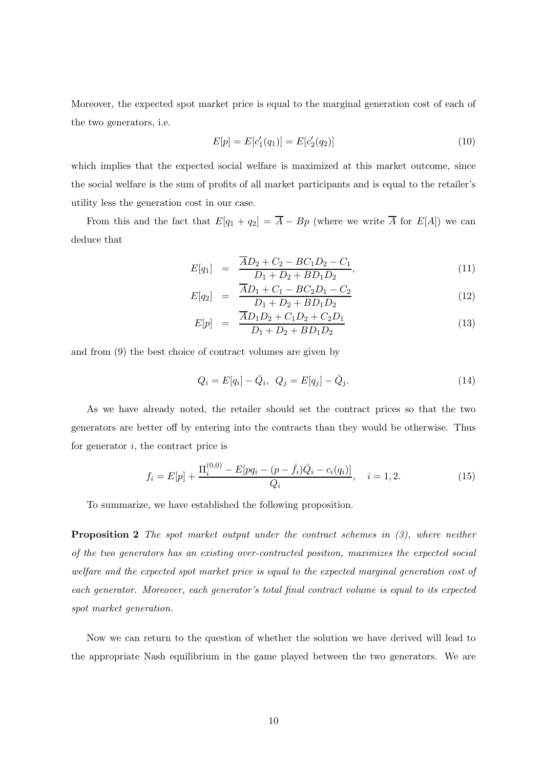Moreover, the expected spot market price is equal to the marginal generation cost of each of the two generators, i.e.

$$E[p] = E[c_1'(q_1)] = E[c_2'(q_2)] \tag{10}$$

which implies that the expected social welfare is maximized at this market outcome, since the social welfare is the sum of profits of all market participants and is equal to the retailer's utility less the generation cost in our case.

From this and the fact that $E[q_1 + q_2] = \overline{A} - Bp$ (where we write $\overline{A}$ for $E[A]$) we can deduce that

$$E[q_1] = \frac{\overline{A}D_2 + C_2 - BC_1D_2 - C_1}{D_1 + D_2 + BD_1D_2}, \tag{11}$$

$$E[q_2] = \frac{\overline{A}D_1 + C_1 - BC_2D_1 - C_2}{D_1 + D_2 + BD_1D_2} \tag{12}$$

$$E[p] = \frac{\overline{A}D_1D_2 + C_1D_2 + C_2D_1}{D_1 + D_2 + BD_1D_2} \tag{13}$$

and from (9) the best choice of contract volumes are given by

$$Q_i = E[q_i] - \bar{Q}_i, \;\; Q_j = E[q_j] - \bar{Q}_j. \tag{14}$$

As we have already noted, the retailer should set the contract prices so that the two generators are better off by entering into the contracts than they would be otherwise. Thus for generator $i$, the contract price is

$$f_i = E[p] + \frac{\Pi_i^{(0,0)} - E[pq_i - (p - \bar{f}_i)\bar{Q}_i - c_i(q_i)]}{Q_i}, \quad i = 1, 2. \tag{15}$$

To summarize, we have established the following proposition.

**Proposition 2** *The spot market output under the contract schemes in (3), where neither of the two generators has an existing over-contracted position, maximizes the expected social welfare and the expected spot market price is equal to the expected marginal generation cost of each generator. Moreover, each generator's total final contract volume is equal to its expected spot market generation.*

Now we can return to the question of whether the solution we have derived will lead to the appropriate Nash equilibrium in the game played between the two generators. We are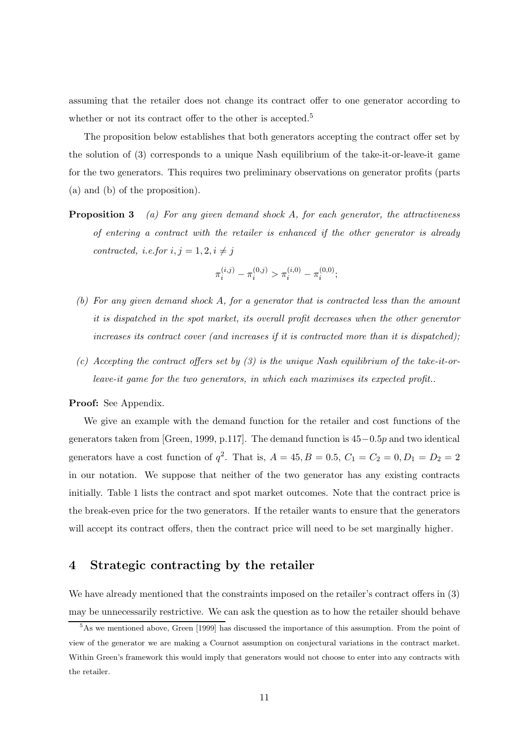assuming that the retailer does not change its contract offer to one generator according to whether or not its contract offer to the other is accepted.[5]

The proposition below establishes that both generators accepting the contract offer set by the solution of (3) corresponds to a unique Nash equilibrium of the take-it-or-leave-it game for the two generators. This requires two preliminary observations on generator profits (parts (a) and (b) of the proposition).

**Proposition 3** *(a) For any given demand shock A, for each generator, the attractiveness of entering a contract with the retailer is enhanced if the other generator is already contracted, i.e.for $i, j = 1, 2, i \neq j$*

$$\pi_i^{(i,j)} - \pi_i^{(0,j)} > \pi_i^{(i,0)} - \pi_i^{(0,0)};$$

*(b) For any given demand shock A, for a generator that is contracted less than the amount it is dispatched in the spot market, its overall profit decreases when the other generator increases its contract cover (and increases if it is contracted more than it is dispatched);*

*(c) Accepting the contract offers set by (3) is the unique Nash equilibrium of the take-it-or-leave-it game for the two generators, in which each maximises its expected profit..*

**Proof:** See Appendix.

We give an example with the demand function for the retailer and cost functions of the generators taken from [Green, 1999, p.117]. The demand function is $45 - 0.5p$ and two identical generators have a cost function of $q^2$. That is, $A = 45, B = 0.5$, $C_1 = C_2 = 0, D_1 = D_2 = 2$ in our notation. We suppose that neither of the two generator has any existing contracts initially. Table 1 lists the contract and spot market outcomes. Note that the contract price is the break-even price for the two generators. If the retailer wants to ensure that the generators will accept its contract offers, then the contract price will need to be set marginally higher.

## 4 Strategic contracting by the retailer

We have already mentioned that the constraints imposed on the retailer's contract offers in (3) may be unnecessarily restrictive. We can ask the question as to how the retailer should behave

[5] As we mentioned above, Green [1999] has discussed the importance of this assumption. From the point of view of the generator we are making a Cournot assumption on conjectural variations in the contract market. Within Green's framework this would imply that generators would not choose to enter into any contracts with the retailer.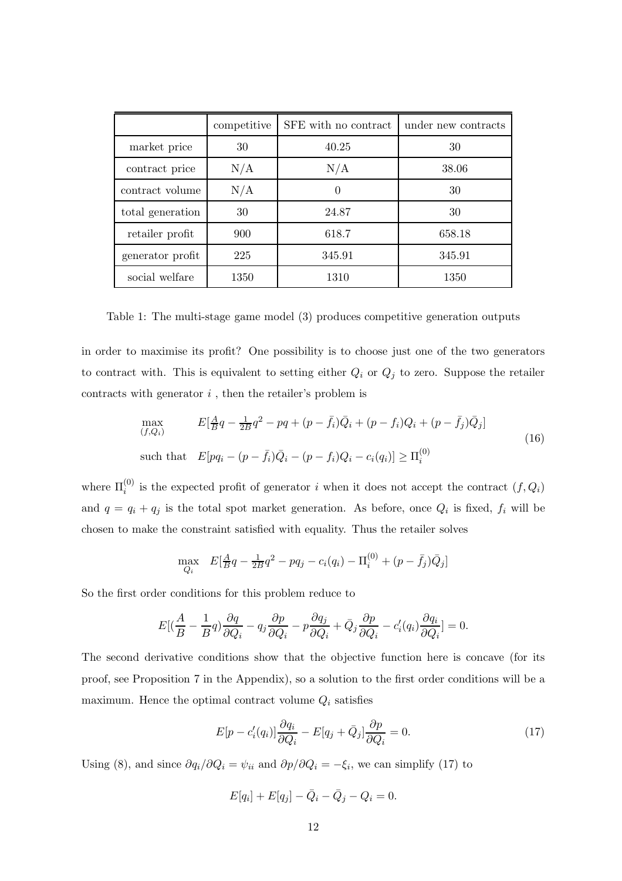| | competitive | SFE with no contract | under new contracts |
|---|---|---|---|
| market price | 30 | 40.25 | 30 |
| contract price | N/A | N/A | 38.06 |
| contract volume | N/A | 0 | 30 |
| total generation | 30 | 24.87 | 30 |
| retailer profit | 900 | 618.7 | 658.18 |
| generator profit | 225 | 345.91 | 345.91 |
| social welfare | 1350 | 1310 | 1350 |

Table 1: The multi-stage game model (3) produces competitive generation outputs

in order to maximise its profit? One possibility is to choose just one of the two generators to contract with. This is equivalent to setting either $Q_i$ or $Q_j$ to zero. Suppose the retailer contracts with generator $i$ , then the retailer's problem is

$$
\begin{aligned}
\max_{(f,Q_i)} \quad & E[\tfrac{A}{B}q - \tfrac{1}{2B}q^2 - pq + (p-\bar{f}_i)\bar{Q}_i + (p-f_i)Q_i + (p-\bar{f}_j)\bar{Q}_j] \\
\text{such that} \quad & E[pq_i - (p-\bar{f}_i)\bar{Q}_i - (p-f_i)Q_i - c_i(q_i)] \geq \Pi_i^{(0)}
\end{aligned}
\tag{16}
$$

where $\Pi_i^{(0)}$ is the expected profit of generator $i$ when it does not accept the contract $(f, Q_i)$ and $q = q_i + q_j$ is the total spot market generation. As before, once $Q_i$ is fixed, $f_i$ will be chosen to make the constraint satisfied with equality. Thus the retailer solves

$$
\max_{Q_i} \quad E[\tfrac{A}{B}q - \tfrac{1}{2B}q^2 - pq_j - c_i(q_i) - \Pi_i^{(0)} + (p-\bar{f}_j)\bar{Q}_j]
$$

So the first order conditions for this problem reduce to

$$
E[(\frac{A}{B} - \frac{1}{B}q)\frac{\partial q}{\partial Q_i} - q_j\frac{\partial p}{\partial Q_i} - p\frac{\partial q_j}{\partial Q_i} + \bar{Q}_j\frac{\partial p}{\partial Q_i} - c_i'(q_i)\frac{\partial q_i}{\partial Q_i}] = 0.
$$

The second derivative conditions show that the objective function here is concave (for its proof, see Proposition 7 in the Appendix), so a solution to the first order conditions will be a maximum. Hence the optimal contract volume $Q_i$ satisfies

$$
E[p - c_i'(q_i)]\frac{\partial q_i}{\partial Q_i} - E[q_j + \bar{Q}_j]\frac{\partial p}{\partial Q_i} = 0. \tag{17}
$$

Using (8), and since $\partial q_i/\partial Q_i = \psi_{ii}$ and $\partial p/\partial Q_i = -\xi_i$, we can simplify (17) to

$$
E[q_i] + E[q_j] - \bar{Q}_i - \bar{Q}_j - Q_i = 0.
$$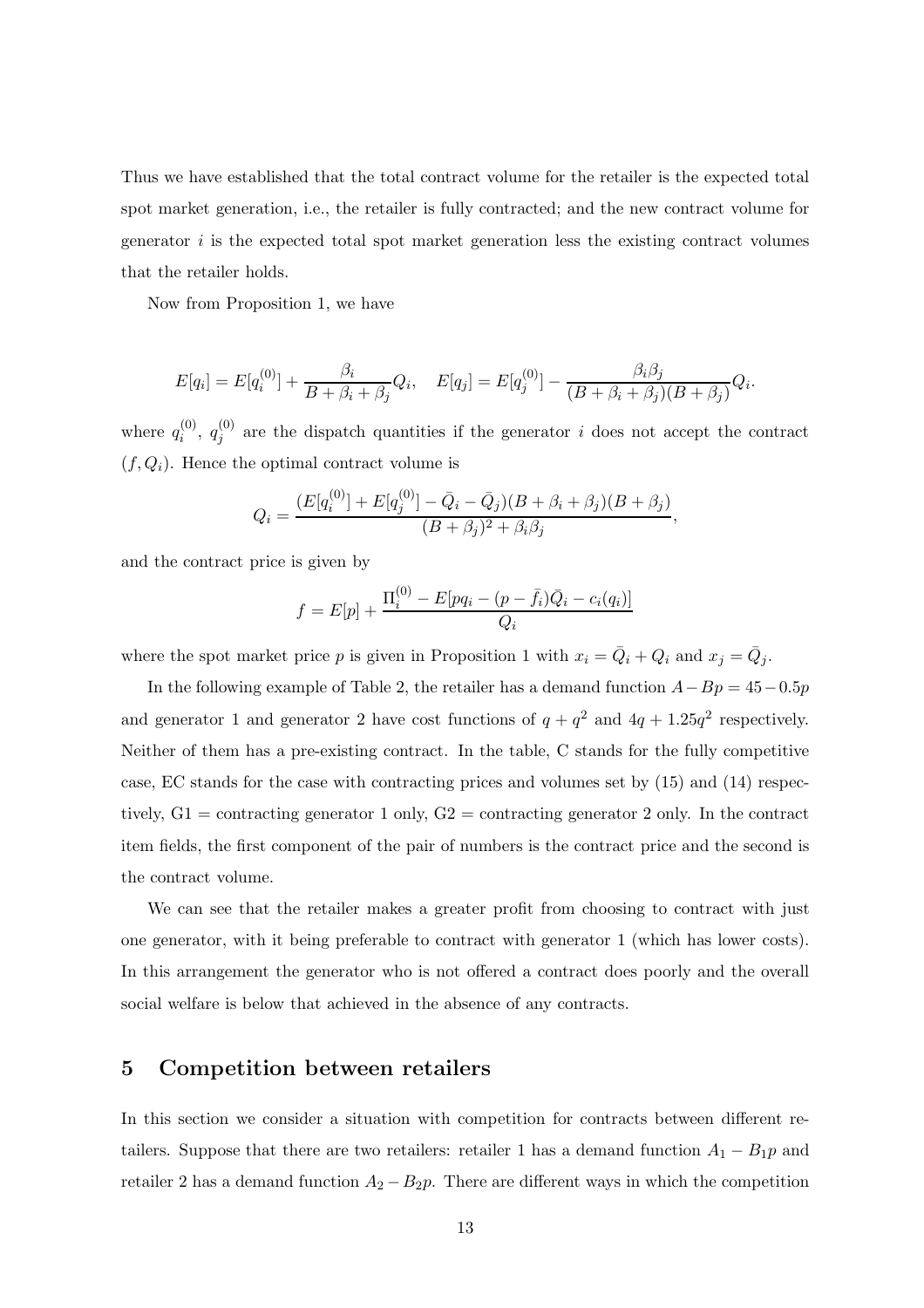Thus we have established that the total contract volume for the retailer is the expected total spot market generation, i.e., the retailer is fully contracted; and the new contract volume for generator $i$ is the expected total spot market generation less the existing contract volumes that the retailer holds.

Now from Proposition 1, we have

$$E[q_i] = E[q_i^{(0)}] + \frac{\beta_i}{B + \beta_i + \beta_j} Q_i, \quad E[q_j] = E[q_j^{(0)}] - \frac{\beta_i \beta_j}{(B + \beta_i + \beta_j)(B + \beta_j)} Q_i.$$

where $q_i^{(0)}$, $q_j^{(0)}$ are the dispatch quantities if the generator $i$ does not accept the contract $(f, Q_i)$. Hence the optimal contract volume is

$$Q_i = \frac{(E[q_i^{(0)}] + E[q_j^{(0)}] - \bar{Q}_i - \bar{Q}_j)(B + \beta_i + \beta_j)(B + \beta_j)}{(B + \beta_j)^2 + \beta_i \beta_j},$$

and the contract price is given by

$$f = E[p] + \frac{\Pi_i^{(0)} - E[pq_i - (p - \bar{f}_i)\bar{Q}_i - c_i(q_i)]}{Q_i}$$

where the spot market price $p$ is given in Proposition 1 with $x_i = \bar{Q}_i + Q_i$ and $x_j = \bar{Q}_j$.

In the following example of Table 2, the retailer has a demand function $A - Bp = 45 - 0.5p$ and generator 1 and generator 2 have cost functions of $q + q^2$ and $4q + 1.25q^2$ respectively. Neither of them has a pre-existing contract. In the table, C stands for the fully competitive case, EC stands for the case with contracting prices and volumes set by (15) and (14) respectively, G1 = contracting generator 1 only, G2 = contracting generator 2 only. In the contract item fields, the first component of the pair of numbers is the contract price and the second is the contract volume.

We can see that the retailer makes a greater profit from choosing to contract with just one generator, with it being preferable to contract with generator 1 (which has lower costs). In this arrangement the generator who is not offered a contract does poorly and the overall social welfare is below that achieved in the absence of any contracts.

## 5 Competition between retailers

In this section we consider a situation with competition for contracts between different retailers. Suppose that there are two retailers: retailer 1 has a demand function $A_1 - B_1 p$ and retailer 2 has a demand function $A_2 - B_2 p$. There are different ways in which the competition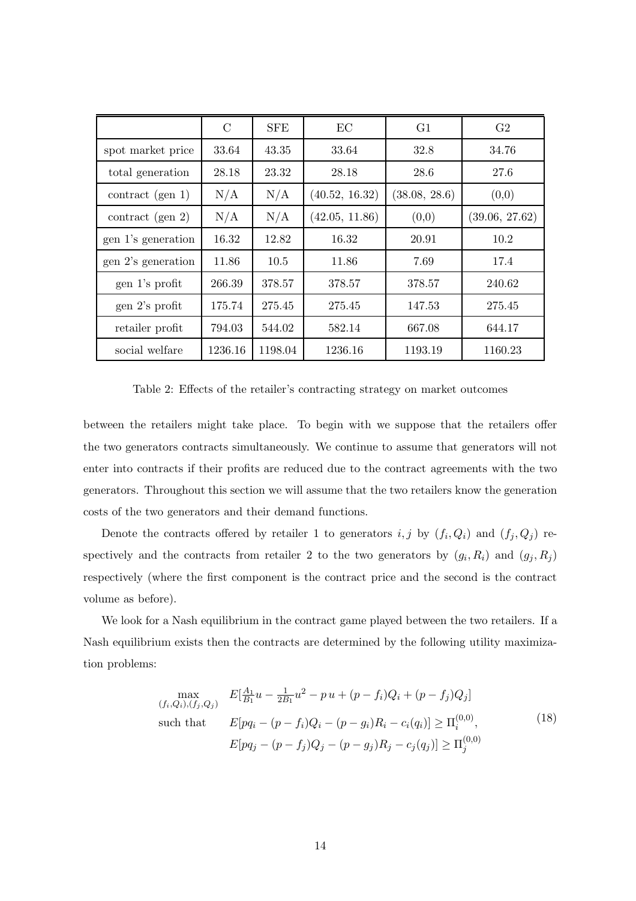|  | C | SFE | EC | G1 | G2 |
|---|---|---|---|---|---|
| spot market price | 33.64 | 43.35 | 33.64 | 32.8 | 34.76 |
| total generation | 28.18 | 23.32 | 28.18 | 28.6 | 27.6 |
| contract (gen 1) | N/A | N/A | (40.52, 16.32) | (38.08, 28.6) | (0,0) |
| contract (gen 2) | N/A | N/A | (42.05, 11.86) | (0,0) | (39.06, 27.62) |
| gen 1's generation | 16.32 | 12.82 | 16.32 | 20.91 | 10.2 |
| gen 2's generation | 11.86 | 10.5 | 11.86 | 7.69 | 17.4 |
| gen 1's profit | 266.39 | 378.57 | 378.57 | 378.57 | 240.62 |
| gen 2's profit | 175.74 | 275.45 | 275.45 | 147.53 | 275.45 |
| retailer profit | 794.03 | 544.02 | 582.14 | 667.08 | 644.17 |
| social welfare | 1236.16 | 1198.04 | 1236.16 | 1193.19 | 1160.23 |

Table 2: Effects of the retailer's contracting strategy on market outcomes

between the retailers might take place. To begin with we suppose that the retailers offer the two generators contracts simultaneously. We continue to assume that generators will not enter into contracts if their profits are reduced due to the contract agreements with the two generators. Throughout this section we will assume that the two retailers know the generation costs of the two generators and their demand functions.

Denote the contracts offered by retailer 1 to generators $i, j$ by $(f_i, Q_i)$ and $(f_j, Q_j)$ respectively and the contracts from retailer 2 to the two generators by $(g_i, R_i)$ and $(g_j, R_j)$ respectively (where the first component is the contract price and the second is the contract volume as before).

We look for a Nash equilibrium in the contract game played between the two retailers. If a Nash equilibrium exists then the contracts are determined by the following utility maximization problems:

$$
\begin{aligned}
\max_{(f_i,Q_i),(f_j,Q_j)} \quad & E\left[\frac{A_1}{B_1}u - \frac{1}{2B_1}u^2 - p\,u + (p - f_i)Q_i + (p - f_j)Q_j\right] \\
\text{such that} \quad & E[pq_i - (p - f_i)Q_i - (p - g_i)R_i - c_i(q_i)] \geq \Pi_i^{(0,0)}, \\
& E[pq_j - (p - f_j)Q_j - (p - g_j)R_j - c_j(q_j)] \geq \Pi_j^{(0,0)}
\end{aligned} \tag{18}
$$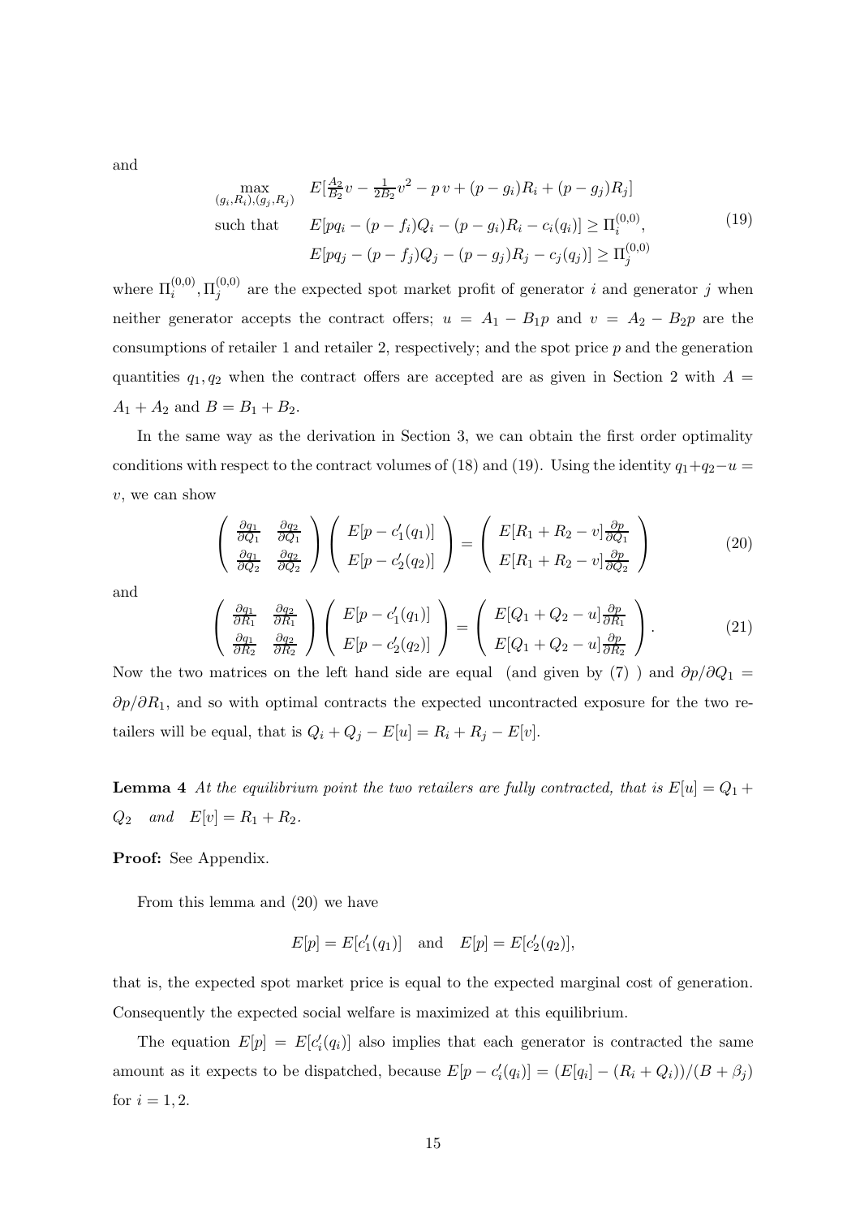and

$$
\begin{aligned}
\max_{(g_i,R_i),(g_j,R_j)} \quad & E[\tfrac{A_2}{B_2}v - \tfrac{1}{2B_2}v^2 - p\,v + (p-g_i)R_i + (p-g_j)R_j] \\
\text{such that} \quad & E[pq_i - (p-f_i)Q_i - (p-g_i)R_i - c_i(q_i)] \geq \Pi_i^{(0,0)}, \\
& E[pq_j - (p-f_j)Q_j - (p-g_j)R_j - c_j(q_j)] \geq \Pi_j^{(0,0)}
\end{aligned} \tag{19}
$$

where $\Pi_i^{(0,0)}, \Pi_j^{(0,0)}$ are the expected spot market profit of generator $i$ and generator $j$ when neither generator accepts the contract offers; $u = A_1 - B_1 p$ and $v = A_2 - B_2 p$ are the consumptions of retailer 1 and retailer 2, respectively; and the spot price $p$ and the generation quantities $q_1, q_2$ when the contract offers are accepted are as given in Section 2 with $A = A_1 + A_2$ and $B = B_1 + B_2$.

In the same way as the derivation in Section 3, we can obtain the first order optimality conditions with respect to the contract volumes of (18) and (19). Using the identity $q_1 + q_2 - u = v$, we can show

$$
\begin{pmatrix} \frac{\partial q_1}{\partial Q_1} & \frac{\partial q_2}{\partial Q_1} \\ \frac{\partial q_1}{\partial Q_2} & \frac{\partial q_2}{\partial Q_2} \end{pmatrix} \begin{pmatrix} E[p - c_1'(q_1)] \\ E[p - c_2'(q_2)] \end{pmatrix} = \begin{pmatrix} E[R_1 + R_2 - v]\frac{\partial p}{\partial Q_1} \\ E[R_1 + R_2 - v]\frac{\partial p}{\partial Q_2} \end{pmatrix} \tag{20}
$$

and

$$
\begin{pmatrix} \frac{\partial q_1}{\partial R_1} & \frac{\partial q_2}{\partial R_1} \\ \frac{\partial q_1}{\partial R_2} & \frac{\partial q_2}{\partial R_2} \end{pmatrix} \begin{pmatrix} E[p - c_1'(q_1)] \\ E[p - c_2'(q_2)] \end{pmatrix} = \begin{pmatrix} E[Q_1 + Q_2 - u]\frac{\partial p}{\partial R_1} \\ E[Q_1 + Q_2 - u]\frac{\partial p}{\partial R_2} \end{pmatrix}. \tag{21}
$$

Now the two matrices on the left hand side are equal (and given by (7) ) and $\partial p/\partial Q_1 = \partial p/\partial R_1$, and so with optimal contracts the expected uncontracted exposure for the two retailers will be equal, that is $Q_i + Q_j - E[u] = R_i + R_j - E[v]$.

**Lemma 4** *At the equilibrium point the two retailers are fully contracted, that is* $E[u] = Q_1 + Q_2$ *and* $E[v] = R_1 + R_2$.

**Proof:** See Appendix.

From this lemma and (20) we have

$$
E[p] = E[c_1'(q_1)] \quad \text{and} \quad E[p] = E[c_2'(q_2)],
$$

that is, the expected spot market price is equal to the expected marginal cost of generation. Consequently the expected social welfare is maximized at this equilibrium.

The equation $E[p] = E[c_i'(q_i)]$ also implies that each generator is contracted the same amount as it expects to be dispatched, because $E[p - c_i'(q_i)] = (E[q_i] - (R_i + Q_i))/(B + \beta_j)$ for $i = 1, 2$.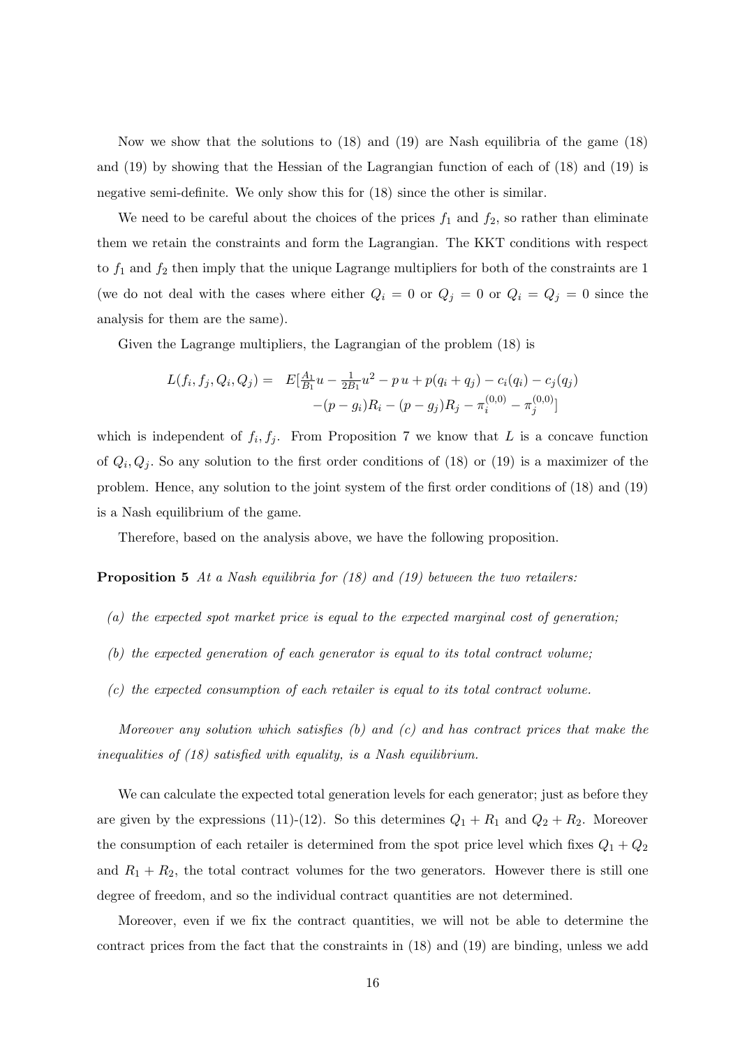Now we show that the solutions to (18) and (19) are Nash equilibria of the game (18) and (19) by showing that the Hessian of the Lagrangian function of each of (18) and (19) is negative semi-definite. We only show this for (18) since the other is similar.

We need to be careful about the choices of the prices $f_1$ and $f_2$, so rather than eliminate them we retain the constraints and form the Lagrangian. The KKT conditions with respect to $f_1$ and $f_2$ then imply that the unique Lagrange multipliers for both of the constraints are 1 (we do not deal with the cases where either $Q_i = 0$ or $Q_j = 0$ or $Q_i = Q_j = 0$ since the analysis for them are the same).

Given the Lagrange multipliers, the Lagrangian of the problem (18) is

$$
\begin{aligned}
L(f_i, f_j, Q_i, Q_j) = \quad & E[\tfrac{A_1}{B_1}u - \tfrac{1}{2B_1}u^2 - p\,u + p(q_i + q_j) - c_i(q_i) - c_j(q_j) \\
& -(p - g_i)R_i - (p - g_j)R_j - \pi_i^{(0,0)} - \pi_j^{(0,0)}]
\end{aligned}
$$

which is independent of $f_i, f_j$. From Proposition 7 we know that $L$ is a concave function of $Q_i, Q_j$. So any solution to the first order conditions of (18) or (19) is a maximizer of the problem. Hence, any solution to the joint system of the first order conditions of (18) and (19) is a Nash equilibrium of the game.

Therefore, based on the analysis above, we have the following proposition.

**Proposition 5** *At a Nash equilibria for (18) and (19) between the two retailers:*

*(a) the expected spot market price is equal to the expected marginal cost of generation;*

*(b) the expected generation of each generator is equal to its total contract volume;*

*(c) the expected consumption of each retailer is equal to its total contract volume.*

*Moreover any solution which satisfies (b) and (c) and has contract prices that make the inequalities of (18) satisfied with equality, is a Nash equilibrium.*

We can calculate the expected total generation levels for each generator; just as before they are given by the expressions (11)-(12). So this determines $Q_1 + R_1$ and $Q_2 + R_2$. Moreover the consumption of each retailer is determined from the spot price level which fixes $Q_1 + Q_2$ and $R_1 + R_2$, the total contract volumes for the two generators. However there is still one degree of freedom, and so the individual contract quantities are not determined.

Moreover, even if we fix the contract quantities, we will not be able to determine the contract prices from the fact that the constraints in (18) and (19) are binding, unless we add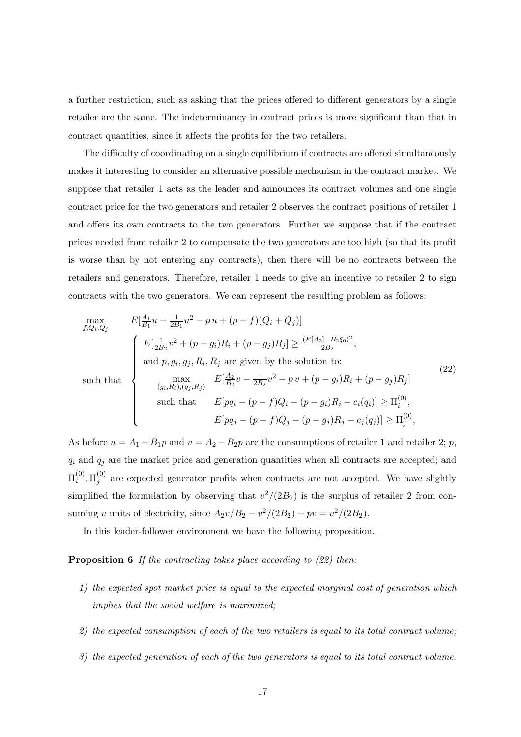a further restriction, such as asking that the prices offered to different generators by a single retailer are the same. The indeterminancy in contract prices is more significant than that in contract quantities, since it affects the profits for the two retailers.

The difficulty of coordinating on a single equilibrium if contracts are offered simultaneously makes it interesting to consider an alternative possible mechanism in the contract market. We suppose that retailer 1 acts as the leader and announces its contract volumes and one single contract price for the two generators and retailer 2 observes the contract positions of retailer 1 and offers its own contracts to the two generators. Further we suppose that if the contract prices needed from retailer 2 to compensate the two generators are too high (so that its profit is worse than by not entering any contracts), then there will be no contracts between the retailers and generators. Therefore, retailer 1 needs to give an incentive to retailer 2 to sign contracts with the two generators. We can represent the resulting problem as follows:

$$
\begin{array}{ll}
\max\limits_{f,Q_i,Q_j} & E[\frac{A_1}{B_1}u - \frac{1}{2B_1}u^2 - p\,u + (p-f)(Q_i+Q_j)] \\
\text{such that} & \left\{ \begin{array}{l}
E[\frac{1}{2B_2}v^2 + (p-g_i)R_i + (p-g_j)R_j] \geq \frac{(E[A_2]-B_2\xi_0)^2}{2B_2}, \\
\text{and } p, g_i, g_j, R_i, R_j \text{ are given by the solution to:} \\
\quad \begin{array}{ll}
\max\limits_{(g_i,R_i),(g_j,R_j)} & E[\frac{A_2}{B_2}v - \frac{1}{2B_2}v^2 - p\,v + (p-g_i)R_i + (p-g_j)R_j] \\
\text{such that} & E[pq_i - (p-f)Q_i - (p-g_i)R_i - c_i(q_i)] \geq \Pi_i^{(0)}, \\
 & E[pq_j - (p-f)Q_j - (p-g_j)R_j - c_j(q_j)] \geq \Pi_j^{(0)},
\end{array}
\end{array} \right.
\end{array}
\tag{22}
$$

As before $u = A_1 - B_1 p$ and $v = A_2 - B_2 p$ are the consumptions of retailer 1 and retailer 2; $p$, $q_i$ and $q_j$ are the market price and generation quantities when all contracts are accepted; and $\Pi_i^{(0)}, \Pi_j^{(0)}$ are expected generator profits when contracts are not accepted. We have slightly simplified the formulation by observing that $v^2/(2B_2)$ is the surplus of retailer 2 from consuming $v$ units of electricity, since $A_2 v/B_2 - v^2/(2B_2) - pv = v^2/(2B_2)$.

In this leader-follower environment we have the following proposition.

**Proposition 6** *If the contracting takes place according to (22) then:*

1) *the expected spot market price is equal to the expected marginal cost of generation which implies that the social welfare is maximized;*

2) *the expected consumption of each of the two retailers is equal to its total contract volume;*

3) *the expected generation of each of the two generators is equal to its total contract volume.*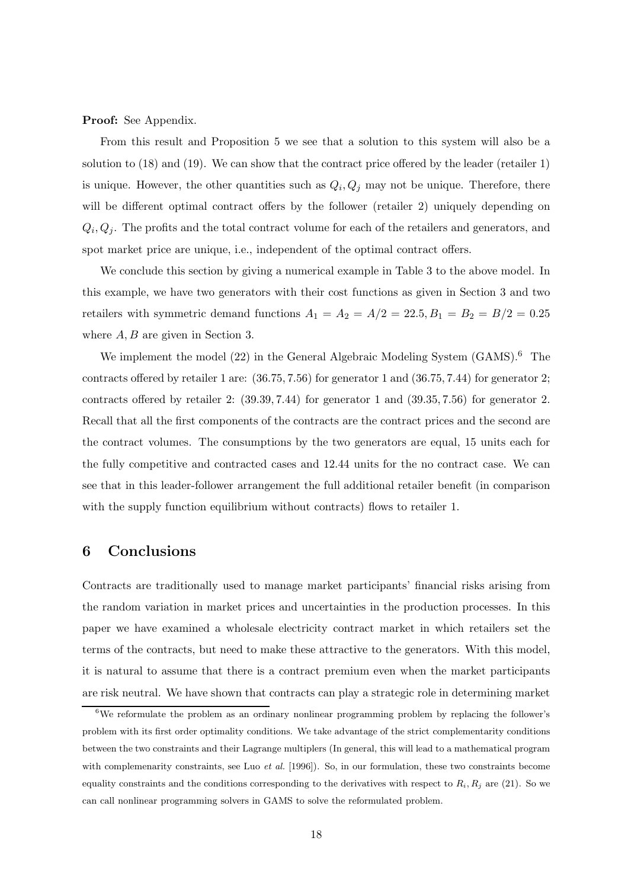**Proof:** See Appendix.

From this result and Proposition 5 we see that a solution to this system will also be a solution to (18) and (19). We can show that the contract price offered by the leader (retailer 1) is unique. However, the other quantities such as $Q_i, Q_j$ may not be unique. Therefore, there will be different optimal contract offers by the follower (retailer 2) uniquely depending on $Q_i, Q_j$. The profits and the total contract volume for each of the retailers and generators, and spot market price are unique, i.e., independent of the optimal contract offers.

We conclude this section by giving a numerical example in Table 3 to the above model. In this example, we have two generators with their cost functions as given in Section 3 and two retailers with symmetric demand functions $A_1 = A_2 = A/2 = 22.5, B_1 = B_2 = B/2 = 0.25$ where $A, B$ are given in Section 3.

We implement the model (22) in the General Algebraic Modeling System (GAMS).[6] The contracts offered by retailer 1 are: $(36.75, 7.56)$ for generator 1 and $(36.75, 7.44)$ for generator 2; contracts offered by retailer 2: $(39.39, 7.44)$ for generator 1 and $(39.35, 7.56)$ for generator 2. Recall that all the first components of the contracts are the contract prices and the second are the contract volumes. The consumptions by the two generators are equal, 15 units each for the fully competitive and contracted cases and 12.44 units for the no contract case. We can see that in this leader-follower arrangement the full additional retailer benefit (in comparison with the supply function equilibrium without contracts) flows to retailer 1.

## 6 Conclusions

Contracts are traditionally used to manage market participants' financial risks arising from the random variation in market prices and uncertainties in the production processes. In this paper we have examined a wholesale electricity contract market in which retailers set the terms of the contracts, but need to make these attractive to the generators. With this model, it is natural to assume that there is a contract premium even when the market participants are risk neutral. We have shown that contracts can play a strategic role in determining market

[6]We reformulate the problem as an ordinary nonlinear programming problem by replacing the follower's problem with its first order optimality conditions. We take advantage of the strict complementarity conditions between the two constraints and their Lagrange multiplers (In general, this will lead to a mathematical program with complemenarity constraints, see Luo *et al.* [1996]). So, in our formulation, these two constraints become equality constraints and the conditions corresponding to the derivatives with respect to $R_i, R_j$ are (21). So we can call nonlinear programming solvers in GAMS to solve the reformulated problem.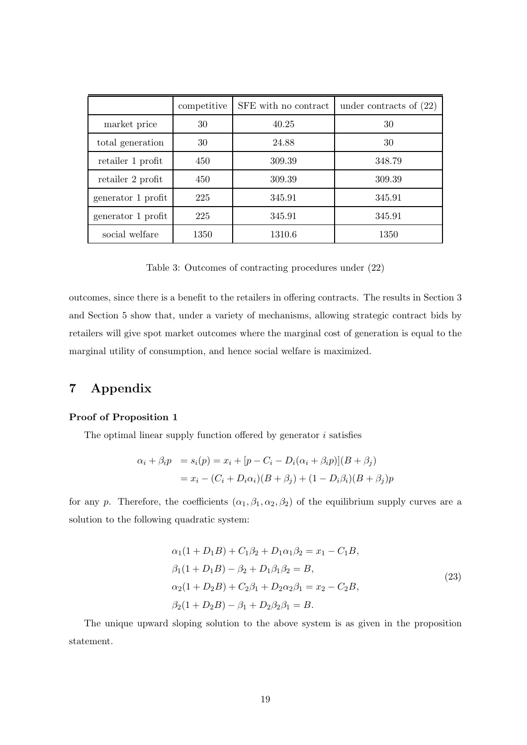|  | competitive | SFE with no contract | under contracts of (22) |
| --- | --- | --- | --- |
| market price | 30 | 40.25 | 30 |
| total generation | 30 | 24.88 | 30 |
| retailer 1 profit | 450 | 309.39 | 348.79 |
| retailer 2 profit | 450 | 309.39 | 309.39 |
| generator 1 profit | 225 | 345.91 | 345.91 |
| generator 1 profit | 225 | 345.91 | 345.91 |
| social welfare | 1350 | 1310.6 | 1350 |

Table 3: Outcomes of contracting procedures under (22)

outcomes, since there is a benefit to the retailers in offering contracts. The results in Section 3 and Section 5 show that, under a variety of mechanisms, allowing strategic contract bids by retailers will give spot market outcomes where the marginal cost of generation is equal to the marginal utility of consumption, and hence social welfare is maximized.

# 7 Appendix

**Proof of Proposition 1**

The optimal linear supply function offered by generator $i$ satisfies

$$
\begin{aligned}
\alpha_i + \beta_i p &= s_i(p) = x_i + [p - C_i - D_i(\alpha_i + \beta_i p)](B + \beta_j) \\
&= x_i - (C_i + D_i\alpha_i)(B + \beta_j) + (1 - D_i\beta_i)(B + \beta_j)p
\end{aligned}
$$

for any $p$. Therefore, the coefficients $(\alpha_1, \beta_1, \alpha_2, \beta_2)$ of the equilibrium supply curves are a solution to the following quadratic system:

$$
\begin{aligned}
&\alpha_1(1 + D_1 B) + C_1\beta_2 + D_1\alpha_1\beta_2 = x_1 - C_1 B, \\
&\beta_1(1 + D_1 B) - \beta_2 + D_1\beta_1\beta_2 = B, \\
&\alpha_2(1 + D_2 B) + C_2\beta_1 + D_2\alpha_2\beta_1 = x_2 - C_2 B, \\
&\beta_2(1 + D_2 B) - \beta_1 + D_2\beta_2\beta_1 = B.
\end{aligned}
\tag{23}
$$

The unique upward sloping solution to the above system is as given in the proposition statement.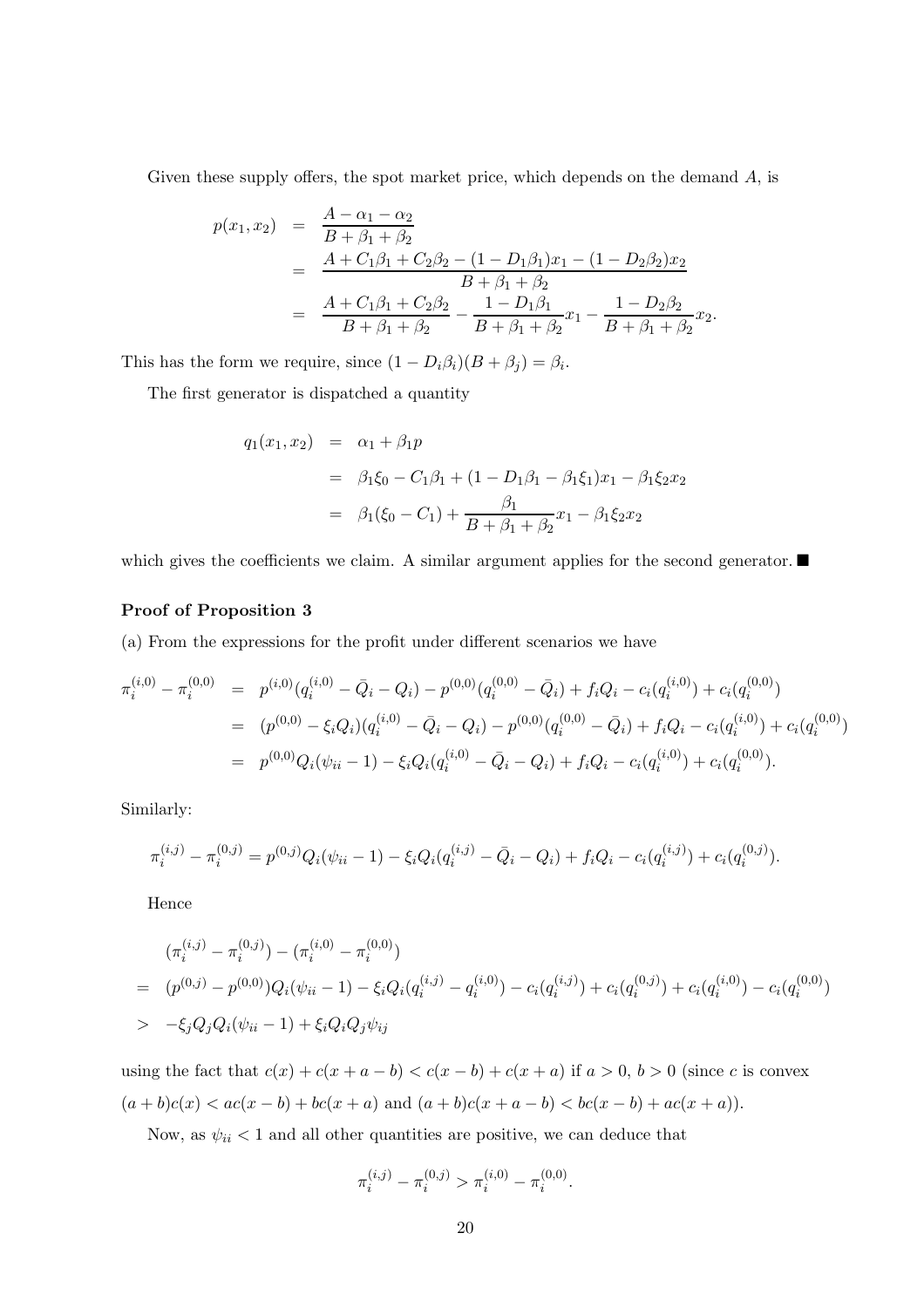Given these supply offers, the spot market price, which depends on the demand $A$, is

$$
\begin{aligned}
p(x_1, x_2) &= \frac{A - \alpha_1 - \alpha_2}{B + \beta_1 + \beta_2} \\
&= \frac{A + C_1\beta_1 + C_2\beta_2 - (1 - D_1\beta_1)x_1 - (1 - D_2\beta_2)x_2}{B + \beta_1 + \beta_2} \\
&= \frac{A + C_1\beta_1 + C_2\beta_2}{B + \beta_1 + \beta_2} - \frac{1 - D_1\beta_1}{B + \beta_1 + \beta_2}x_1 - \frac{1 - D_2\beta_2}{B + \beta_1 + \beta_2}x_2.
\end{aligned}
$$

This has the form we require, since $(1 - D_i\beta_i)(B + \beta_j) = \beta_i$.

The first generator is dispatched a quantity

$$
\begin{aligned}
q_1(x_1, x_2) &= \alpha_1 + \beta_1 p \\
&= \beta_1\xi_0 - C_1\beta_1 + (1 - D_1\beta_1 - \beta_1\xi_1)x_1 - \beta_1\xi_2 x_2 \\
&= \beta_1(\xi_0 - C_1) + \frac{\beta_1}{B + \beta_1 + \beta_2}x_1 - \beta_1\xi_2 x_2
\end{aligned}
$$

which gives the coefficients we claim. A similar argument applies for the second generator. ■

**Proof of Proposition 3**

(a) From the expressions for the profit under different scenarios we have

$$
\begin{aligned}
\pi_i^{(i,0)} - \pi_i^{(0,0)} &= p^{(i,0)}(q_i^{(i,0)} - \bar{Q}_i - Q_i) - p^{(0,0)}(q_i^{(0,0)} - \bar{Q}_i) + f_i Q_i - c_i(q_i^{(i,0)}) + c_i(q_i^{(0,0)}) \\
&= (p^{(0,0)} - \xi_i Q_i)(q_i^{(i,0)} - \bar{Q}_i - Q_i) - p^{(0,0)}(q_i^{(0,0)} - \bar{Q}_i) + f_i Q_i - c_i(q_i^{(i,0)}) + c_i(q_i^{(0,0)}) \\
&= p^{(0,0)} Q_i(\psi_{ii} - 1) - \xi_i Q_i(q_i^{(i,0)} - \bar{Q}_i - Q_i) + f_i Q_i - c_i(q_i^{(i,0)}) + c_i(q_i^{(0,0)}).
\end{aligned}
$$

Similarly:

$$
\pi_i^{(i,j)} - \pi_i^{(0,j)} = p^{(0,j)} Q_i(\psi_{ii} - 1) - \xi_i Q_i(q_i^{(i,j)} - \bar{Q}_i - Q_i) + f_i Q_i - c_i(q_i^{(i,j)}) + c_i(q_i^{(0,j)}).
$$

Hence

$$
\begin{aligned}
& (\pi_i^{(i,j)} - \pi_i^{(0,j)}) - (\pi_i^{(i,0)} - \pi_i^{(0,0)}) \\
=\ & (p^{(0,j)} - p^{(0,0)}) Q_i(\psi_{ii} - 1) - \xi_i Q_i(q_i^{(i,j)} - q_i^{(i,0)}) - c_i(q_i^{(i,j)}) + c_i(q_i^{(0,j)}) + c_i(q_i^{(i,0)}) - c_i(q_i^{(0,0)}) \\
>\ & -\xi_j Q_j Q_i(\psi_{ii} - 1) + \xi_i Q_i Q_j \psi_{ij}
\end{aligned}
$$

using the fact that $c(x) + c(x + a - b) < c(x - b) + c(x + a)$ if $a > 0$, $b > 0$ (since $c$ is convex $(a + b)c(x) < ac(x - b) + bc(x + a)$ and $(a + b)c(x + a - b) < bc(x - b) + ac(x + a)$).

Now, as $\psi_{ii} < 1$ and all other quantities are positive, we can deduce that

$$
\pi_i^{(i,j)} - \pi_i^{(0,j)} > \pi_i^{(i,0)} - \pi_i^{(0,0)}.
$$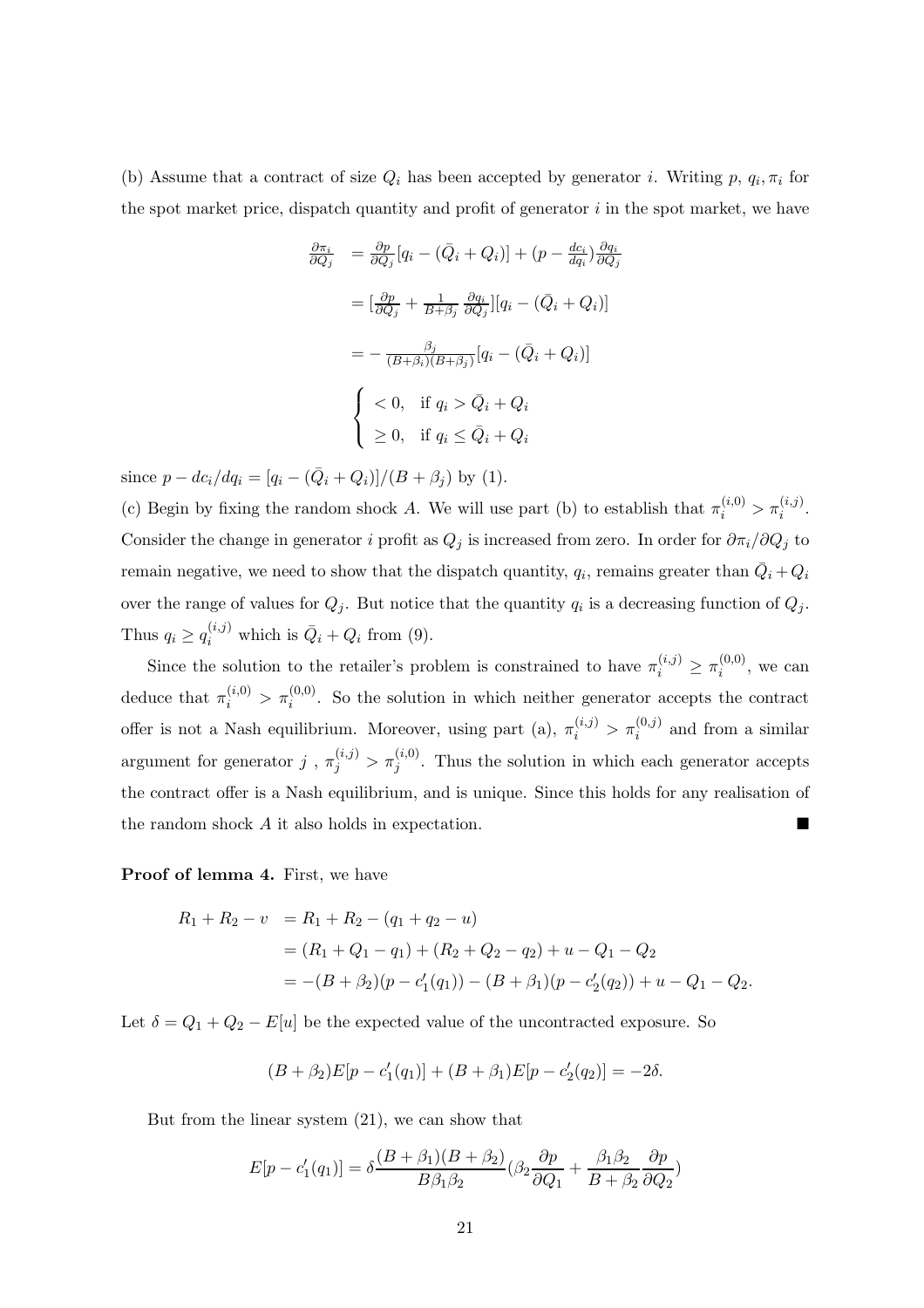(b) Assume that a contract of size $Q_i$ has been accepted by generator $i$. Writing $p$, $q_i, \pi_i$ for the spot market price, dispatch quantity and profit of generator $i$ in the spot market, we have

$$
\begin{aligned}
\frac{\partial \pi_i}{\partial Q_j} &= \frac{\partial p}{\partial Q_j}[q_i - (\bar{Q}_i + Q_i)] + (p - \frac{dc_i}{dq_i})\frac{\partial q_i}{\partial Q_j} \\
&= [\frac{\partial p}{\partial Q_j} + \frac{1}{B+\beta_j}\frac{\partial q_i}{\partial Q_j}][q_i - (\bar{Q}_i + Q_i)] \\
&= -\frac{\beta_j}{(B+\beta_i)(B+\beta_j)}[q_i - (\bar{Q}_i + Q_i)] \\
&\begin{cases} < 0, & \text{if } q_i > \bar{Q}_i + Q_i \\ \geq 0, & \text{if } q_i \leq \bar{Q}_i + Q_i \end{cases}
\end{aligned}
$$

since $p - dc_i/dq_i = [q_i - (\bar{Q}_i + Q_i)]/(B + \beta_j)$ by (1).

(c) Begin by fixing the random shock $A$. We will use part (b) to establish that $\pi_i^{(i,0)} > \pi_i^{(i,j)}$. Consider the change in generator $i$ profit as $Q_j$ is increased from zero. In order for $\partial\pi_i/\partial Q_j$ to remain negative, we need to show that the dispatch quantity, $q_i$, remains greater than $\bar{Q}_i + Q_i$ over the range of values for $Q_j$. But notice that the quantity $q_i$ is a decreasing function of $Q_j$. Thus $q_i \geq q_i^{(i,j)}$ which is $\bar{Q}_i + Q_i$ from (9).

Since the solution to the retailer's problem is constrained to have $\pi_i^{(i,j)} \geq \pi_i^{(0,0)}$, we can deduce that $\pi_i^{(i,0)} > \pi_i^{(0,0)}$. So the solution in which neither generator accepts the contract offer is not a Nash equilibrium. Moreover, using part (a), $\pi_i^{(i,j)} > \pi_i^{(0,j)}$ and from a similar argument for generator $j$ , $\pi_j^{(i,j)} > \pi_j^{(i,0)}$. Thus the solution in which each generator accepts the contract offer is a Nash equilibrium, and is unique. Since this holds for any realisation of the random shock $A$ it also holds in expectation. ■

**Proof of lemma 4.** First, we have

$$
\begin{aligned}
R_1 + R_2 - v &= R_1 + R_2 - (q_1 + q_2 - u) \\
&= (R_1 + Q_1 - q_1) + (R_2 + Q_2 - q_2) + u - Q_1 - Q_2 \\
&= -(B + \beta_2)(p - c_1'(q_1)) - (B + \beta_1)(p - c_2'(q_2)) + u - Q_1 - Q_2.
\end{aligned}
$$

Let $\delta = Q_1 + Q_2 - E[u]$ be the expected value of the uncontracted exposure. So

$$
(B + \beta_2)E[p - c_1'(q_1)] + (B + \beta_1)E[p - c_2'(q_2)] = -2\delta.
$$

But from the linear system (21), we can show that

$$
E[p - c_1'(q_1)] = \delta\frac{(B + \beta_1)(B + \beta_2)}{B\beta_1\beta_2}(\beta_2\frac{\partial p}{\partial Q_1} + \frac{\beta_1\beta_2}{B + \beta_2}\frac{\partial p}{\partial Q_2})
$$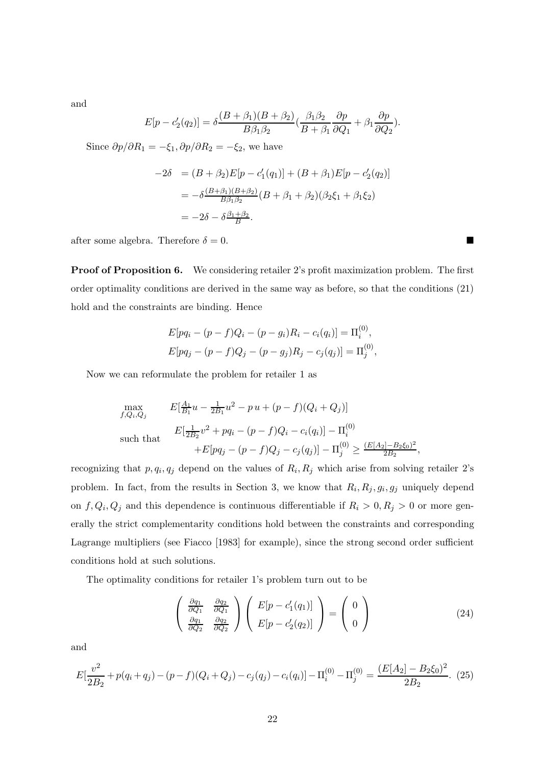and

$$E[p - c_2'(q_2)] = \delta \frac{(B+\beta_1)(B+\beta_2)}{B\beta_1\beta_2}(\frac{\beta_1\beta_2}{B+\beta_1}\frac{\partial p}{\partial Q_1} + \beta_1 \frac{\partial p}{\partial Q_2}).$$

Since $\partial p/\partial R_1 = -\xi_1, \partial p/\partial R_2 = -\xi_2$, we have

$$\begin{aligned}
-2\delta &= (B+\beta_2)E[p - c_1'(q_1)] + (B+\beta_1)E[p - c_2'(q_2)] \\
&= -\delta \tfrac{(B+\beta_1)(B+\beta_2)}{B\beta_1\beta_2}(B+\beta_1+\beta_2)(\beta_2\xi_1 + \beta_1\xi_2) \\
&= -2\delta - \delta \tfrac{\beta_1+\beta_2}{B}.
\end{aligned}$$

after some algebra. Therefore $\delta = 0$. ■

**Proof of Proposition 6.** We considering retailer 2's profit maximization problem. The first order optimality conditions are derived in the same way as before, so that the conditions (21) hold and the constraints are binding. Hence

$$\begin{aligned}
E[pq_i - (p-f)Q_i - (p-g_i)R_i - c_i(q_i)] &= \Pi_i^{(0)}, \\
E[pq_j - (p-f)Q_j - (p-g_j)R_j - c_j(q_j)] &= \Pi_j^{(0)},
\end{aligned}$$

Now we can reformulate the problem for retailer 1 as

$$\begin{aligned}
\max_{f,Q_i,Q_j} \quad & E[\tfrac{A_1}{B_1}u - \tfrac{1}{2B_1}u^2 - p\,u + (p-f)(Q_i+Q_j)] \\
\text{such that} \quad & E[\tfrac{1}{2B_2}v^2 + pq_i - (p-f)Q_i - c_i(q_i)] - \Pi_i^{(0)} \\
& \quad + E[pq_j - (p-f)Q_j - c_j(q_j)] - \Pi_j^{(0)} \geq \tfrac{(E[A_2]-B_2\xi_0)^2}{2B_2},
\end{aligned}$$

recognizing that $p, q_i, q_j$ depend on the values of $R_i, R_j$ which arise from solving retailer 2's problem. In fact, from the results in Section 3, we know that $R_i, R_j, g_i, g_j$ uniquely depend on $f, Q_i, Q_j$ and this dependence is continuous differentiable if $R_i > 0, R_j > 0$ or more generally the strict complementarity conditions hold between the constraints and corresponding Lagrange multipliers (see Fiacco [1983] for example), since the strong second order sufficient conditions hold at such solutions.

The optimality conditions for retailer 1's problem turn out to be

$$\begin{pmatrix} \frac{\partial q_1}{\partial Q_1} & \frac{\partial q_2}{\partial Q_1} \\ \frac{\partial q_1}{\partial Q_2} & \frac{\partial q_2}{\partial Q_2} \end{pmatrix} \begin{pmatrix} E[p - c_1'(q_1)] \\ E[p - c_2'(q_2)] \end{pmatrix} = \begin{pmatrix} 0 \\ 0 \end{pmatrix} \tag{24}$$

and

$$E[\frac{v^2}{2B_2} + p(q_i+q_j) - (p-f)(Q_i+Q_j) - c_j(q_j) - c_i(q_i)] - \Pi_i^{(0)} - \Pi_j^{(0)} = \frac{(E[A_2]-B_2\xi_0)^2}{2B_2}. \tag{25}$$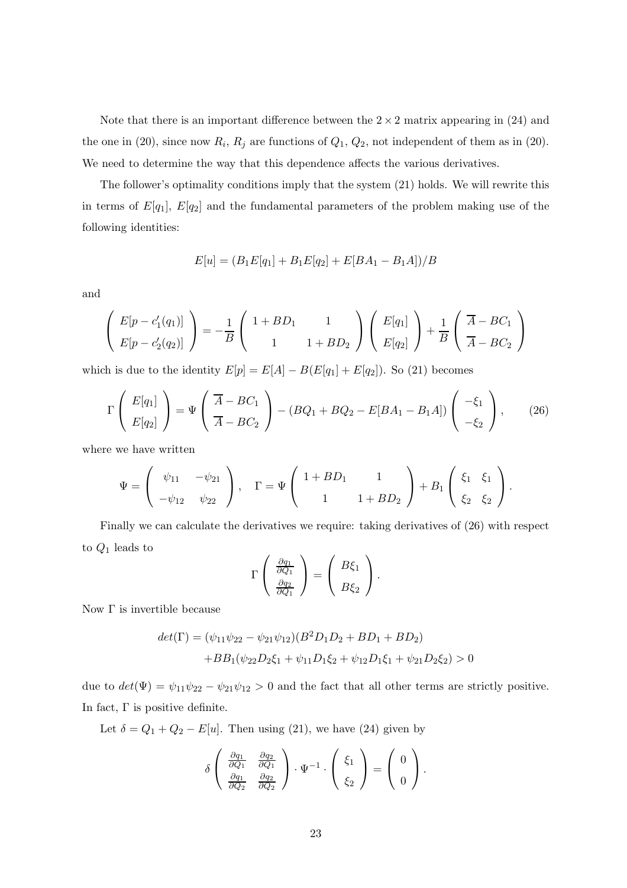Note that there is an important difference between the $2 \times 2$ matrix appearing in (24) and the one in (20), since now $R_i$, $R_j$ are functions of $Q_1$, $Q_2$, not independent of them as in (20). We need to determine the way that this dependence affects the various derivatives.

The follower's optimality conditions imply that the system (21) holds. We will rewrite this in terms of $E[q_1]$, $E[q_2]$ and the fundamental parameters of the problem making use of the following identities:

$$E[u] = (B_1 E[q_1] + B_1 E[q_2] + E[BA_1 - B_1 A])/B$$

and

$$\begin{pmatrix} E[p - c_1'(q_1)] \\ E[p - c_2'(q_2)] \end{pmatrix} = -\frac{1}{B} \begin{pmatrix} 1 + BD_1 & 1 \\ 1 & 1 + BD_2 \end{pmatrix} \begin{pmatrix} E[q_1] \\ E[q_2] \end{pmatrix} + \frac{1}{B} \begin{pmatrix} \overline{A} - BC_1 \\ \overline{A} - BC_2 \end{pmatrix}$$

which is due to the identity $E[p] = E[A] - B(E[q_1] + E[q_2])$. So (21) becomes

$$\Gamma \begin{pmatrix} E[q_1] \\ E[q_2] \end{pmatrix} = \Psi \begin{pmatrix} \overline{A} - BC_1 \\ \overline{A} - BC_2 \end{pmatrix} - (BQ_1 + BQ_2 - E[BA_1 - B_1 A]) \begin{pmatrix} -\xi_1 \\ -\xi_2 \end{pmatrix}, \tag{26}$$

where we have written

$$\Psi = \begin{pmatrix} \psi_{11} & -\psi_{21} \\ -\psi_{12} & \psi_{22} \end{pmatrix}, \quad \Gamma = \Psi \begin{pmatrix} 1 + BD_1 & 1 \\ 1 & 1 + BD_2 \end{pmatrix} + B_1 \begin{pmatrix} \xi_1 & \xi_1 \\ \xi_2 & \xi_2 \end{pmatrix}.$$

Finally we can calculate the derivatives we require: taking derivatives of (26) with respect to $Q_1$ leads to

$$\Gamma \begin{pmatrix} \frac{\partial q_1}{\partial Q_1} \\ \frac{\partial q_2}{\partial Q_1} \end{pmatrix} = \begin{pmatrix} B\xi_1 \\ B\xi_2 \end{pmatrix}.$$

Now $\Gamma$ is invertible because

$$\begin{aligned} det(\Gamma) = &(\psi_{11}\psi_{22} - \psi_{21}\psi_{12})(B^2 D_1 D_2 + BD_1 + BD_2) \\ &+ BB_1(\psi_{22} D_2 \xi_1 + \psi_{11} D_1 \xi_2 + \psi_{12} D_1 \xi_1 + \psi_{21} D_2 \xi_2) > 0 \end{aligned}$$

due to $det(\Psi) = \psi_{11}\psi_{22} - \psi_{21}\psi_{12} > 0$ and the fact that all other terms are strictly positive. In fact, $\Gamma$ is positive definite.

Let $\delta = Q_1 + Q_2 - E[u]$. Then using (21), we have (24) given by

$$\delta \begin{pmatrix} \frac{\partial q_1}{\partial Q_1} & \frac{\partial q_2}{\partial Q_1} \\ \frac{\partial q_1}{\partial Q_2} & \frac{\partial q_2}{\partial Q_2} \end{pmatrix} \cdot \Psi^{-1} \cdot \begin{pmatrix} \xi_1 \\ \xi_2 \end{pmatrix} = \begin{pmatrix} 0 \\ 0 \end{pmatrix}.$$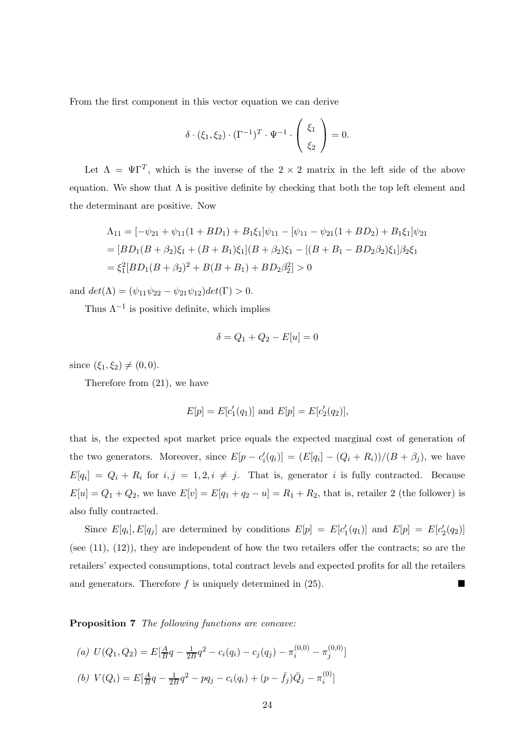From the first component in this vector equation we can derive

$$\delta \cdot (\xi_1, \xi_2) \cdot (\Gamma^{-1})^T \cdot \Psi^{-1} \cdot \begin{pmatrix} \xi_1 \\ \xi_2 \end{pmatrix} = 0.$$

Let $\Lambda = \Psi \Gamma^T$, which is the inverse of the $2 \times 2$ matrix in the left side of the above equation. We show that $\Lambda$ is positive definite by checking that both the top left element and the determinant are positive. Now

$$\begin{aligned}
\Lambda_{11} &= [-\psi_{21} + \psi_{11}(1 + BD_1) + B_1\xi_1]\psi_{11} - [\psi_{11} - \psi_{21}(1 + BD_2) + B_1\xi_1]\psi_{21} \\
&= [BD_1(B + \beta_2)\xi_1 + (B + B_1)\xi_1](B + \beta_2)\xi_1 - [(B + B_1 - BD_2\beta_2)\xi_1]\beta_2\xi_1 \\
&= \xi_1^2[BD_1(B + \beta_2)^2 + B(B + B_1) + BD_2\beta_2^2] > 0
\end{aligned}$$

and $det(\Lambda) = (\psi_{11}\psi_{22} - \psi_{21}\psi_{12})det(\Gamma) > 0$.

Thus $\Lambda^{-1}$ is positive definite, which implies

$$\delta = Q_1 + Q_2 - E[u] = 0$$

since $(\xi_1, \xi_2) \neq (0, 0)$.

Therefore from (21), we have

$$E[p] = E[c_1'(q_1)] \text{ and } E[p] = E[c_2'(q_2)],$$

that is, the expected spot market price equals the expected marginal cost of generation of the two generators. Moreover, since $E[p - c_i'(q_i)] = (E[q_i] - (Q_i + R_i))/(B + \beta_j)$, we have $E[q_i] = Q_i + R_i$ for $i, j = 1, 2, i \neq j$. That is, generator $i$ is fully contracted. Because $E[u] = Q_1 + Q_2$, we have $E[v] = E[q_1 + q_2 - u] = R_1 + R_2$, that is, retailer 2 (the follower) is also fully contracted.

Since $E[q_i], E[q_j]$ are determined by conditions $E[p] = E[c_1'(q_1)]$ and $E[p] = E[c_2'(q_2)]$ (see (11), (12)), they are independent of how the two retailers offer the contracts; so are the retailers' expected consumptions, total contract levels and expected profits for all the retailers and generators. Therefore $f$ is uniquely determined in (25). ∎

**Proposition 7** *The following functions are concave:*

*(a)* $U(Q_1, Q_2) = E[\frac{A}{B}q - \frac{1}{2B}q^2 - c_i(q_i) - c_j(q_j) - \pi_i^{(0,0)} - \pi_j^{(0,0)}]$

*(b)* $V(Q_i) = E[\frac{A}{B}q - \frac{1}{2B}q^2 - pq_j - c_i(q_i) + (p - \bar{f}_j)\bar{Q}_j - \pi_i^{(0)}]$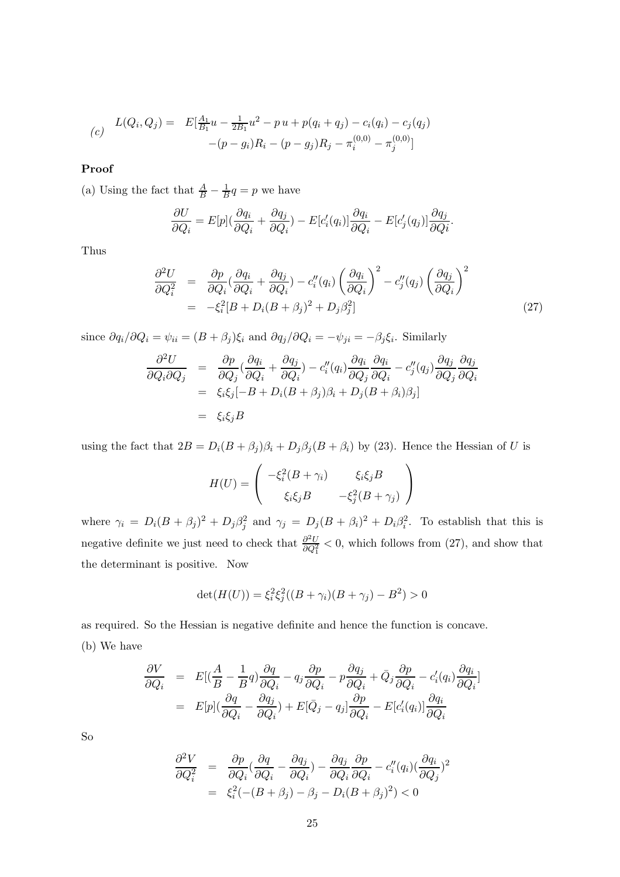$$
(c) \quad \begin{aligned} L(Q_i, Q_j) = \;& E[\tfrac{A_1}{B_1}u - \tfrac{1}{2B_1}u^2 - p\,u + p(q_i + q_j) - c_i(q_i) - c_j(q_j) \\ & -(p - g_i)R_i - (p - g_j)R_j - \pi_i^{(0,0)} - \pi_j^{(0,0)}] \end{aligned}
$$

**Proof**

(a) Using the fact that $\frac{A}{B} - \frac{1}{B}q = p$ we have

$$
\frac{\partial U}{\partial Q_i} = E[p](\frac{\partial q_i}{\partial Q_i} + \frac{\partial q_j}{\partial Q_i}) - E[c_i'(q_i)]\frac{\partial q_i}{\partial Q_i} - E[c_j'(q_j)]\frac{\partial q_j}{\partial Q_i}.
$$

Thus

$$
\begin{aligned}
\frac{\partial^2 U}{\partial Q_i^2} &= \frac{\partial p}{\partial Q_i}(\frac{\partial q_i}{\partial Q_i} + \frac{\partial q_j}{\partial Q_i}) - c_i''(q_i)\left(\frac{\partial q_i}{\partial Q_i}\right)^2 - c_j''(q_j)\left(\frac{\partial q_j}{\partial Q_i}\right)^2 \\
&= -\xi_i^2[B + D_i(B + \beta_j)^2 + D_j\beta_j^2] \qquad (27)
\end{aligned}
$$

since $\partial q_i/\partial Q_i = \psi_{ii} = (B + \beta_j)\xi_i$ and $\partial q_j/\partial Q_i = -\psi_{ji} = -\beta_j\xi_i$. Similarly

$$
\begin{aligned}
\frac{\partial^2 U}{\partial Q_i \partial Q_j} &= \frac{\partial p}{\partial Q_j}(\frac{\partial q_i}{\partial Q_i} + \frac{\partial q_j}{\partial Q_i}) - c_i''(q_i)\frac{\partial q_i}{\partial Q_j}\frac{\partial q_i}{\partial Q_i} - c_j''(q_j)\frac{\partial q_j}{\partial Q_j}\frac{\partial q_j}{\partial Q_i} \\
&= \xi_i\xi_j[-B + D_i(B + \beta_j)\beta_i + D_j(B + \beta_i)\beta_j] \\
&= \xi_i\xi_j B
\end{aligned}
$$

using the fact that $2B = D_i(B + \beta_j)\beta_i + D_j\beta_j(B + \beta_i)$ by (23). Hence the Hessian of $U$ is

$$
H(U) = \begin{pmatrix} -\xi_i^2(B + \gamma_i) & \xi_i\xi_j B \\ \xi_i\xi_j B & -\xi_j^2(B + \gamma_j) \end{pmatrix}
$$

where $\gamma_i = D_i(B + \beta_j)^2 + D_j\beta_j^2$ and $\gamma_j = D_j(B + \beta_i)^2 + D_i\beta_i^2$. To establish that this is negative definite we just need to check that $\frac{\partial^2 U}{\partial Q_1^2} < 0$, which follows from (27), and show that the determinant is positive. Now

$$
\det(H(U)) = \xi_i^2\xi_j^2((B + \gamma_i)(B + \gamma_j) - B^2) > 0
$$

as required. So the Hessian is negative definite and hence the function is concave.

(b) We have

$$
\begin{aligned}
\frac{\partial V}{\partial Q_i} &= E[(\frac{A}{B} - \frac{1}{B}q)\frac{\partial q}{\partial Q_i} - q_j\frac{\partial p}{\partial Q_i} - p\frac{\partial q_j}{\partial Q_i} + \bar{Q}_j\frac{\partial p}{\partial Q_i} - c_i'(q_i)\frac{\partial q_i}{\partial Q_i}] \\
&= E[p](\frac{\partial q}{\partial Q_i} - \frac{\partial q_j}{\partial Q_i}) + E[\bar{Q}_j - q_j]\frac{\partial p}{\partial Q_i} - E[c_i'(q_i)]\frac{\partial q_i}{\partial Q_i}
\end{aligned}
$$

So

$$
\begin{aligned}
\frac{\partial^2 V}{\partial Q_i^2} &= \frac{\partial p}{\partial Q_i}(\frac{\partial q}{\partial Q_i} - \frac{\partial q_j}{\partial Q_i}) - \frac{\partial q_j}{\partial Q_i}\frac{\partial p}{\partial Q_i} - c_i''(q_i)(\frac{\partial q_i}{\partial Q_j})^2 \\
&= \xi_i^2(-(B + \beta_j) - \beta_j - D_i(B + \beta_j)^2) < 0
\end{aligned}
$$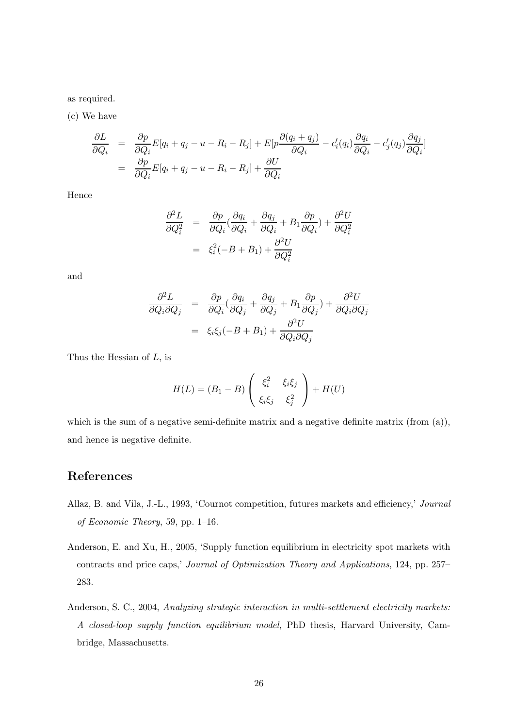as required.

(c) We have

$$
\begin{aligned}
\frac{\partial L}{\partial Q_i} &= \frac{\partial p}{\partial Q_i} E[q_i + q_j - u - R_i - R_j] + E[p\frac{\partial (q_i + q_j)}{\partial Q_i} - c_i'(q_i)\frac{\partial q_i}{\partial Q_i} - c_j'(q_j)\frac{\partial q_j}{\partial Q_i}] \\
&= \frac{\partial p}{\partial Q_i} E[q_i + q_j - u - R_i - R_j] + \frac{\partial U}{\partial Q_i}
\end{aligned}
$$

Hence

$$
\begin{aligned}
\frac{\partial^2 L}{\partial Q_i^2} &= \frac{\partial p}{\partial Q_i}(\frac{\partial q_i}{\partial Q_i} + \frac{\partial q_j}{\partial Q_i} + B_1 \frac{\partial p}{\partial Q_i}) + \frac{\partial^2 U}{\partial Q_i^2} \\
&= \xi_i^2(-B + B_1) + \frac{\partial^2 U}{\partial Q_i^2}
\end{aligned}
$$

and

$$
\begin{aligned}
\frac{\partial^2 L}{\partial Q_i \partial Q_j} &= \frac{\partial p}{\partial Q_i}(\frac{\partial q_i}{\partial Q_j} + \frac{\partial q_j}{\partial Q_j} + B_1 \frac{\partial p}{\partial Q_j}) + \frac{\partial^2 U}{\partial Q_i \partial Q_j} \\
&= \xi_i \xi_j(-B + B_1) + \frac{\partial^2 U}{\partial Q_i \partial Q_j}
\end{aligned}
$$

Thus the Hessian of $L$, is

$$
H(L) = (B_1 - B) \begin{pmatrix} \xi_i^2 & \xi_i \xi_j \\ \xi_i \xi_j & \xi_j^2 \end{pmatrix} + H(U)
$$

which is the sum of a negative semi-definite matrix and a negative definite matrix (from (a)), and hence is negative definite.

# References

Allaz, B. and Vila, J.-L., 1993, 'Cournot competition, futures markets and efficiency,' *Journal of Economic Theory*, 59, pp. 1–16.

Anderson, E. and Xu, H., 2005, 'Supply function equilibrium in electricity spot markets with contracts and price caps,' *Journal of Optimization Theory and Applications*, 124, pp. 257–283.

Anderson, S. C., 2004, *Analyzing strategic interaction in multi-settlement electricity markets: A closed-loop supply function equilibrium model*, PhD thesis, Harvard University, Cambridge, Massachusetts.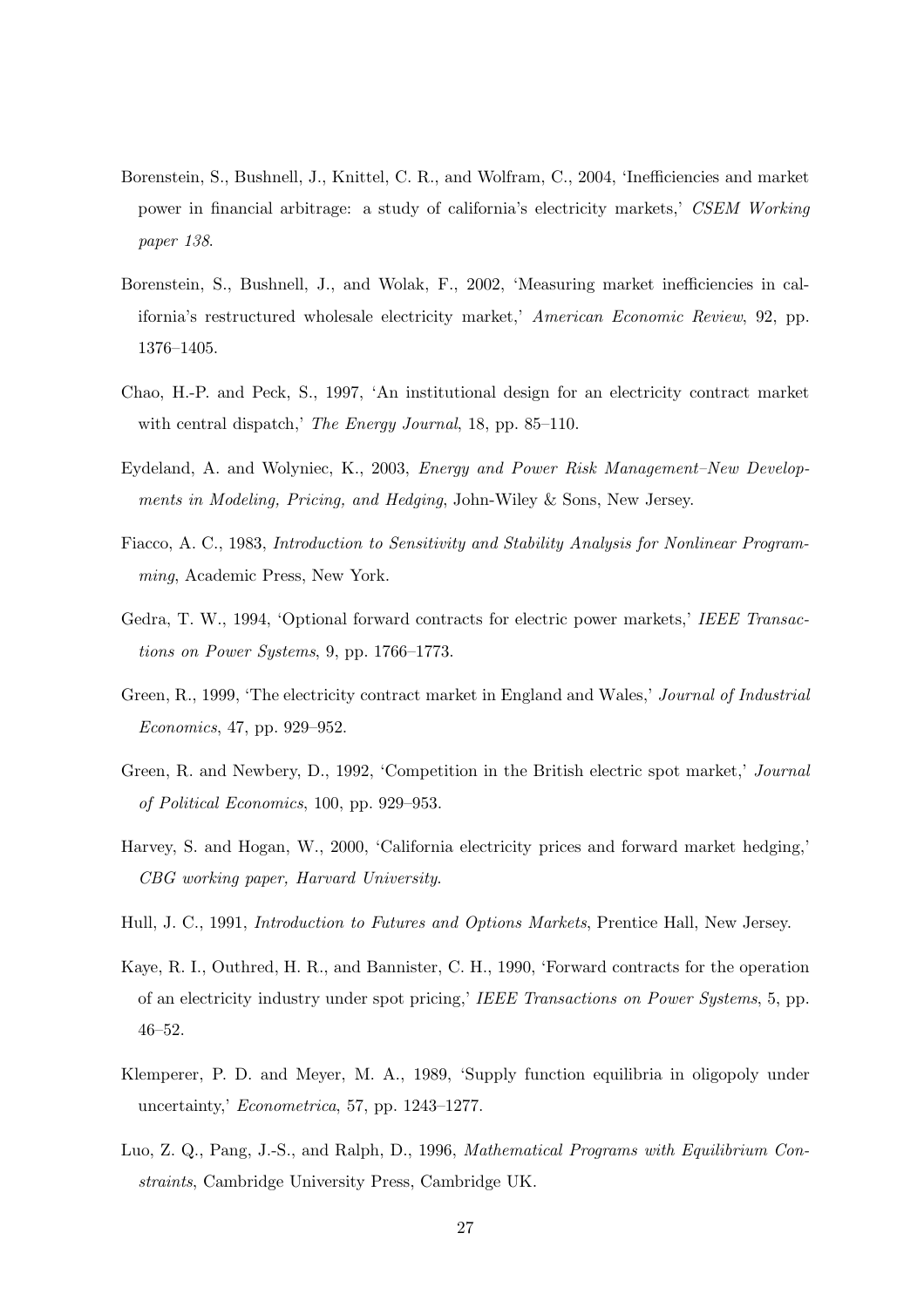Borenstein, S., Bushnell, J., Knittel, C. R., and Wolfram, C., 2004, 'Inefficiencies and market power in financial arbitrage: a study of california's electricity markets,' *CSEM Working paper 138*.

Borenstein, S., Bushnell, J., and Wolak, F., 2002, 'Measuring market inefficiencies in california's restructured wholesale electricity market,' *American Economic Review*, 92, pp. 1376–1405.

Chao, H.-P. and Peck, S., 1997, 'An institutional design for an electricity contract market with central dispatch,' *The Energy Journal*, 18, pp. 85–110.

Eydeland, A. and Wolyniec, K., 2003, *Energy and Power Risk Management–New Developments in Modeling, Pricing, and Hedging*, John-Wiley & Sons, New Jersey.

Fiacco, A. C., 1983, *Introduction to Sensitivity and Stability Analysis for Nonlinear Programming*, Academic Press, New York.

Gedra, T. W., 1994, 'Optional forward contracts for electric power markets,' *IEEE Transactions on Power Systems*, 9, pp. 1766–1773.

Green, R., 1999, 'The electricity contract market in England and Wales,' *Journal of Industrial Economics*, 47, pp. 929–952.

Green, R. and Newbery, D., 1992, 'Competition in the British electric spot market,' *Journal of Political Economics*, 100, pp. 929–953.

Harvey, S. and Hogan, W., 2000, 'California electricity prices and forward market hedging,' *CBG working paper, Harvard University*.

Hull, J. C., 1991, *Introduction to Futures and Options Markets*, Prentice Hall, New Jersey.

Kaye, R. I., Outhred, H. R., and Bannister, C. H., 1990, 'Forward contracts for the operation of an electricity industry under spot pricing,' *IEEE Transactions on Power Systems*, 5, pp. 46–52.

Klemperer, P. D. and Meyer, M. A., 1989, 'Supply function equilibria in oligopoly under uncertainty,' *Econometrica*, 57, pp. 1243–1277.

Luo, Z. Q., Pang, J.-S., and Ralph, D., 1996, *Mathematical Programs with Equilibrium Constraints*, Cambridge University Press, Cambridge UK.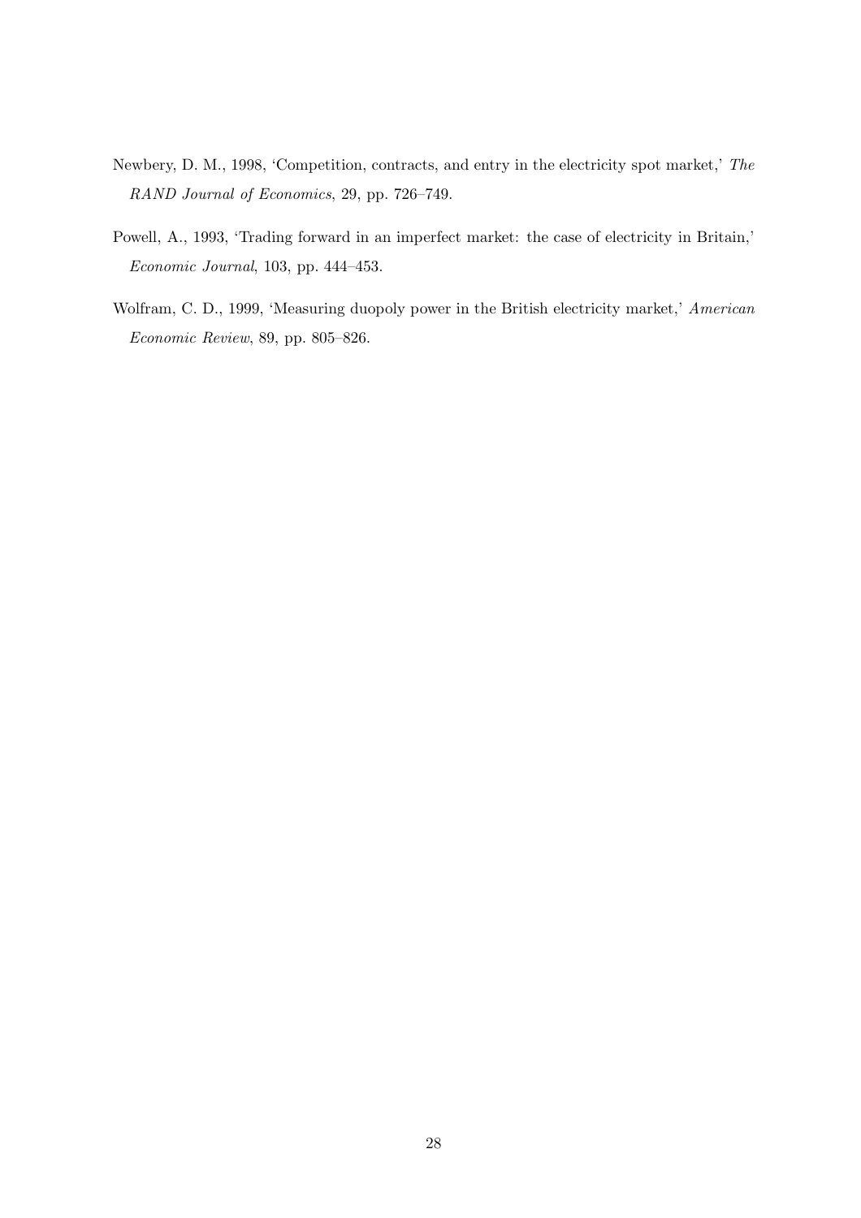Newbery, D. M., 1998, 'Competition, contracts, and entry in the electricity spot market,' *The RAND Journal of Economics*, 29, pp. 726–749.

Powell, A., 1993, 'Trading forward in an imperfect market: the case of electricity in Britain,' *Economic Journal*, 103, pp. 444–453.

Wolfram, C. D., 1999, 'Measuring duopoly power in the British electricity market,' *American Economic Review*, 89, pp. 805–826.